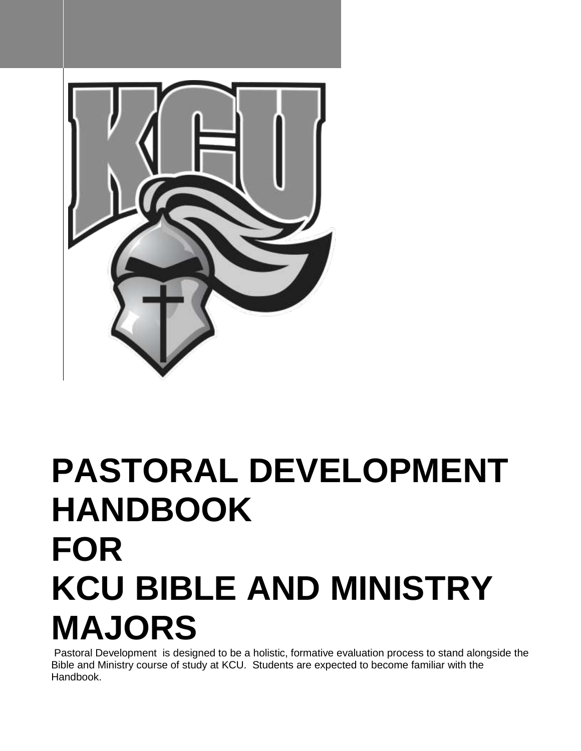# PASTORAL DEVELOPMENT HANDBOOK FOR KCU BIBLE AND MINISTRY MAJORS

Pastoral Development is designed to be a holistic, formative evaluation process to stand alongside the Bible and Ministry course of study at KCU. Students are expected to become familiar with the Handbook.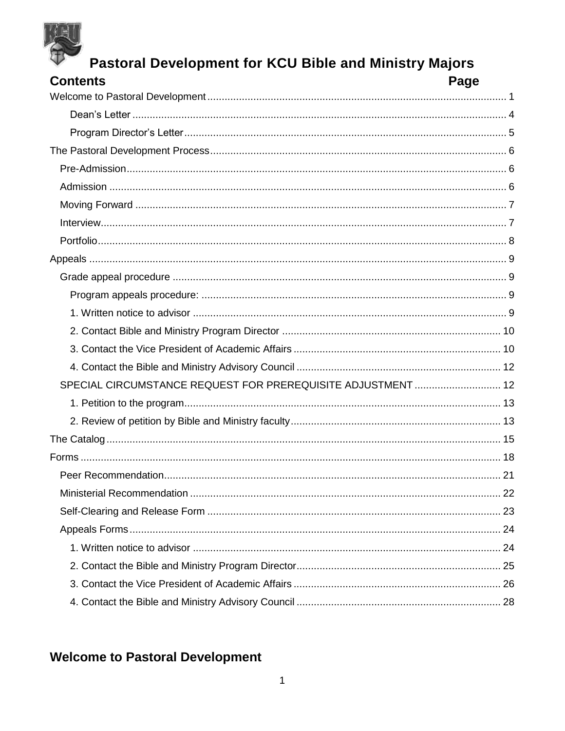# Pastoral Development for KCU Bible and Ministry Majors

| Contents | Page |
| --- | --- |
| Welcome to Pastoral Development | 1 |
| Dean's Letter | 4 |
| Program Director's Letter | 5 |
| The Pastoral Development Process | 6 |
| Pre-Admission | 6 |
| Admission | 6 |
| Moving Forward | 7 |
| Interview | 7 |
| Portfolio | 8 |
| Appeals | 9 |
| Grade appeal procedure | 9 |
| Program appeals procedure: | 9 |
| 1. Written notice to advisor | 9 |
| 2. Contact Bible and Ministry Program Director | 10 |
| 3. Contact the Vice President of Academic Affairs | 10 |
| 4. Contact the Bible and Ministry Advisory Council | 12 |
| SPECIAL CIRCUMSTANCE REQUEST FOR PREREQUISITE ADJUSTMENT | 12 |
| 1. Petition to the program | 13 |
| 2. Review of petition by Bible and Ministry faculty | 13 |
| The Catalog | 15 |
| Forms | 18 |
| Peer Recommendation | 21 |
| Ministerial Recommendation | 22 |
| Self-Clearing and Release Form | 23 |
| Appeals Forms | 24 |
| 1. Written notice to advisor | 24 |
| 2. Contact the Bible and Ministry Program Director | 25 |
| 3. Contact the Vice President of Academic Affairs | 26 |
| 4. Contact the Bible and Ministry Advisory Council | 28 |

## Welcome to Pastoral Development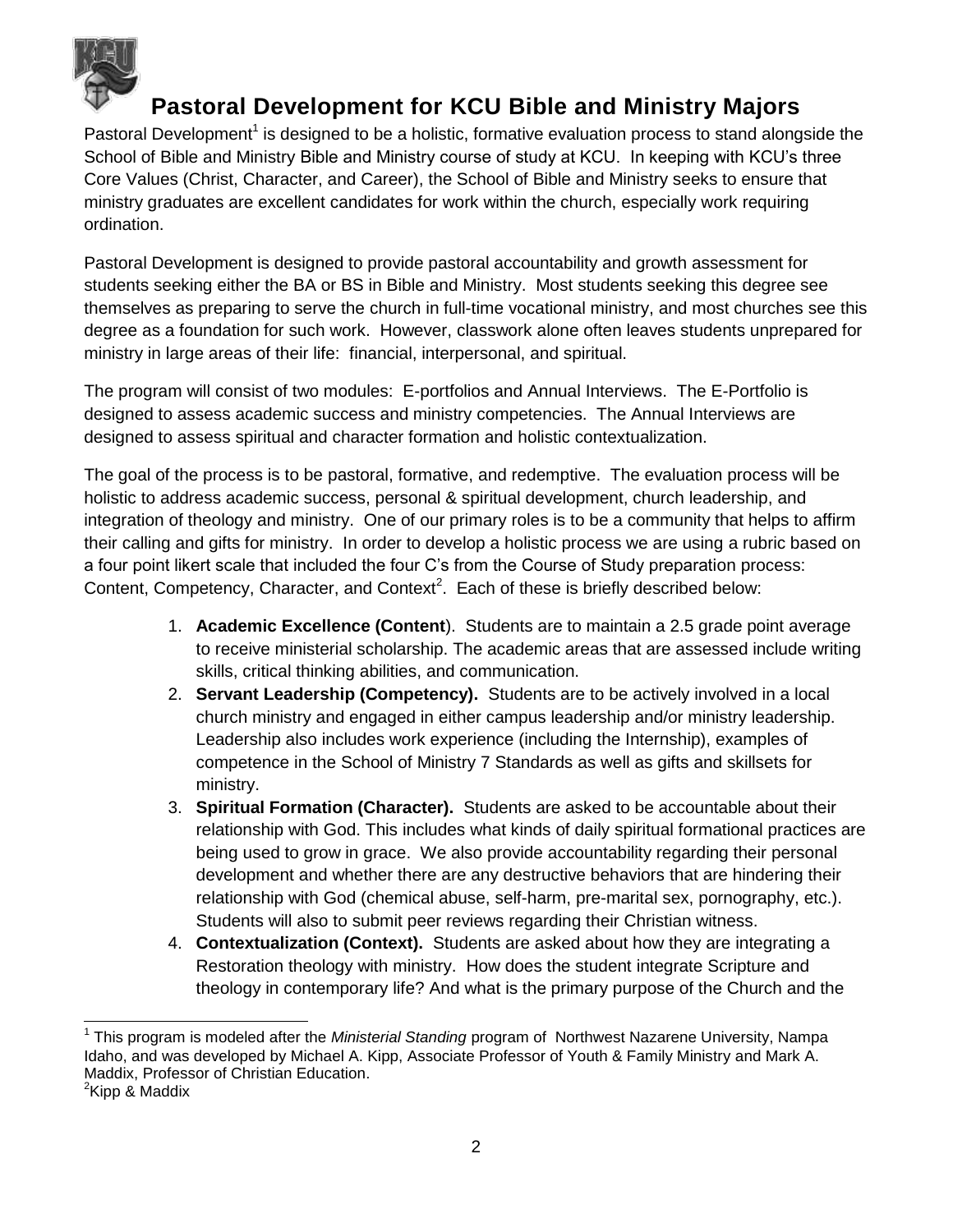# Pastoral Development for KCU Bible and Ministry Majors

Pastoral Development[1] is designed to be a holistic, formative evaluation process to stand alongside the School of Bible and Ministry Bible and Ministry course of study at KCU. In keeping with KCU's three Core Values (Christ, Character, and Career), the School of Bible and Ministry seeks to ensure that ministry graduates are excellent candidates for work within the church, especially work requiring ordination.

Pastoral Development is designed to provide pastoral accountability and growth assessment for students seeking either the BA or BS in Bible and Ministry. Most students seeking this degree see themselves as preparing to serve the church in full-time vocational ministry, and most churches see this degree as a foundation for such work. However, classwork alone often leaves students unprepared for ministry in large areas of their life: financial, interpersonal, and spiritual.

The program will consist of two modules: E-portfolios and Annual Interviews. The E-Portfolio is designed to assess academic success and ministry competencies. The Annual Interviews are designed to assess spiritual and character formation and holistic contextualization.

The goal of the process is to be pastoral, formative, and redemptive. The evaluation process will be holistic to address academic success, personal & spiritual development, church leadership, and integration of theology and ministry. One of our primary roles is to be a community that helps to affirm their calling and gifts for ministry. In order to develop a holistic process we are using a rubric based on a four point likert scale that included the four C's from the Course of Study preparation process: Content, Competency, Character, and Context[2]. Each of these is briefly described below:

1. **Academic Excellence (Content**). Students are to maintain a 2.5 grade point average to receive ministerial scholarship. The academic areas that are assessed include writing skills, critical thinking abilities, and communication.
2. **Servant Leadership (Competency).** Students are to be actively involved in a local church ministry and engaged in either campus leadership and/or ministry leadership. Leadership also includes work experience (including the Internship), examples of competence in the School of Ministry 7 Standards as well as gifts and skillsets for ministry.
3. **Spiritual Formation (Character).** Students are asked to be accountable about their relationship with God. This includes what kinds of daily spiritual formational practices are being used to grow in grace. We also provide accountability regarding their personal development and whether there are any destructive behaviors that are hindering their relationship with God (chemical abuse, self-harm, pre-marital sex, pornography, etc.). Students will also to submit peer reviews regarding their Christian witness.
4. **Contextualization (Context).** Students are asked about how they are integrating a Restoration theology with ministry. How does the student integrate Scripture and theology in contemporary life? And what is the primary purpose of the Church and the

---

[1] This program is modeled after the *Ministerial Standing* program of Northwest Nazarene University, Nampa Idaho, and was developed by Michael A. Kipp, Associate Professor of Youth & Family Ministry and Mark A. Maddix, Professor of Christian Education.

[2] Kipp & Maddix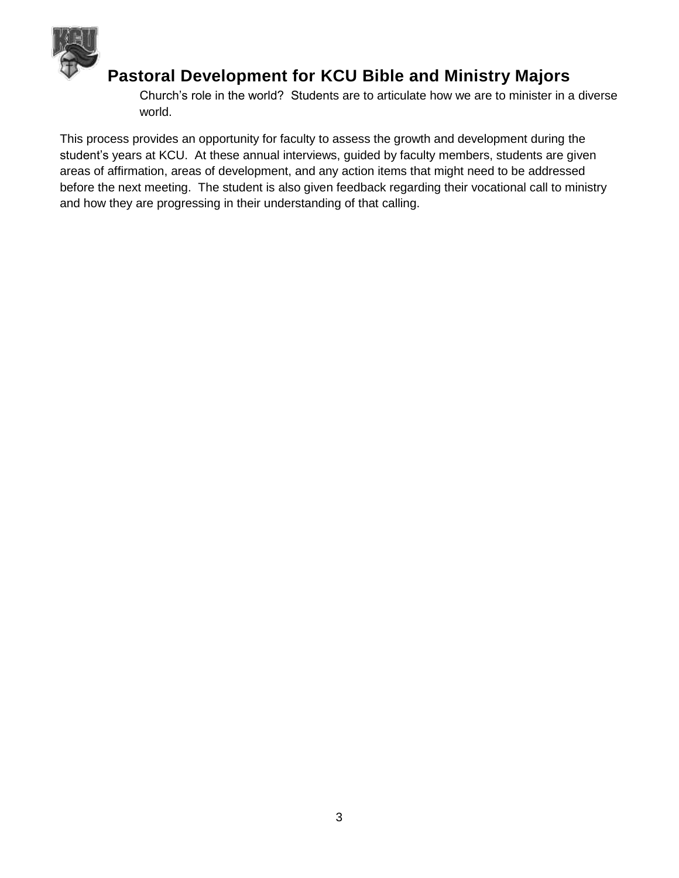Church's role in the world? Students are to articulate how we are to minister in a diverse world.

This process provides an opportunity for faculty to assess the growth and development during the student's years at KCU. At these annual interviews, guided by faculty members, students are given areas of affirmation, areas of development, and any action items that might need to be addressed before the next meeting. The student is also given feedback regarding their vocational call to ministry and how they are progressing in their understanding of that calling.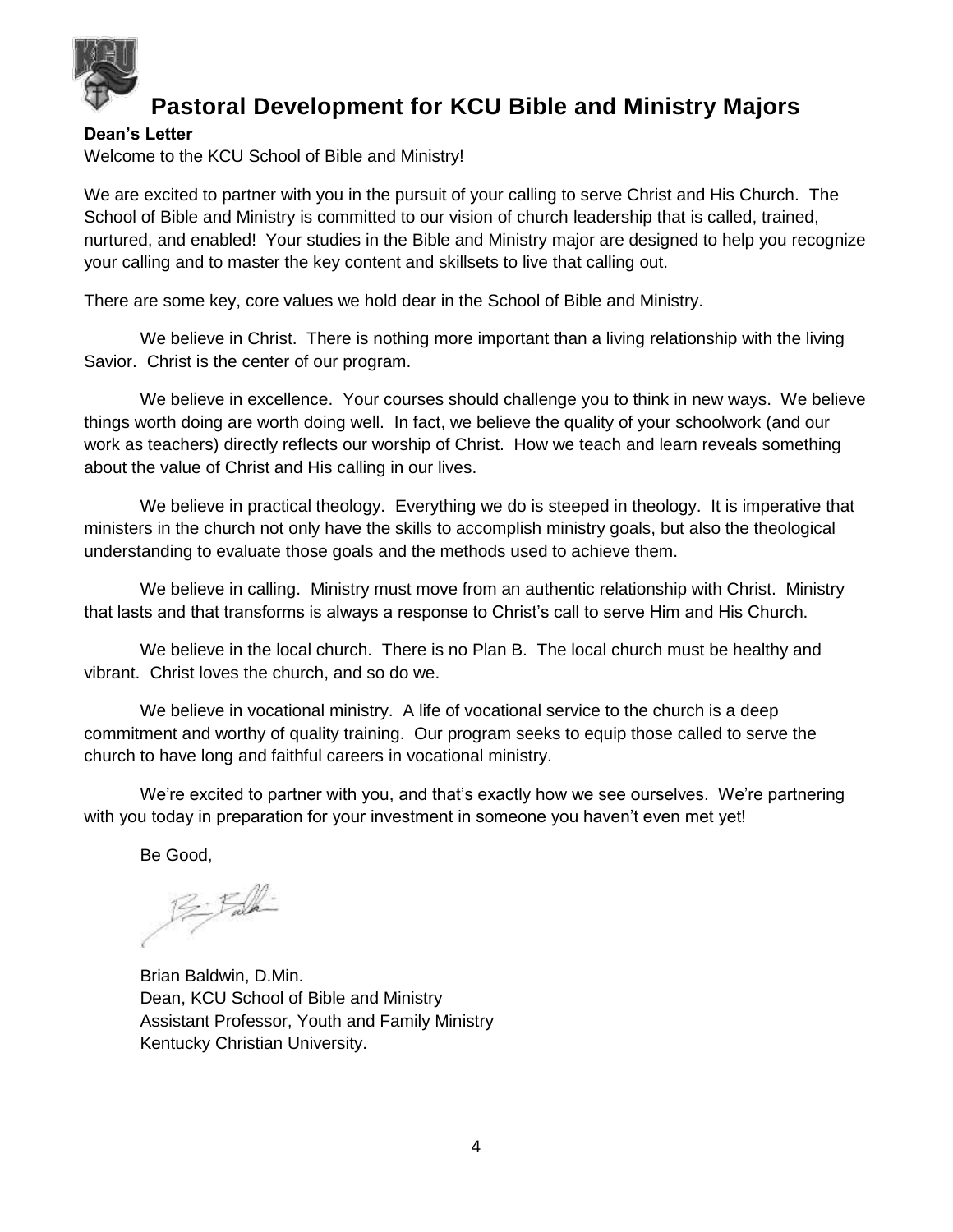# Pastoral Development for KCU Bible and Ministry Majors

**Dean's Letter**

Welcome to the KCU School of Bible and Ministry!

We are excited to partner with you in the pursuit of your calling to serve Christ and His Church. The School of Bible and Ministry is committed to our vision of church leadership that is called, trained, nurtured, and enabled! Your studies in the Bible and Ministry major are designed to help you recognize your calling and to master the key content and skillsets to live that calling out.

There are some key, core values we hold dear in the School of Bible and Ministry.

We believe in Christ. There is nothing more important than a living relationship with the living Savior. Christ is the center of our program.

We believe in excellence. Your courses should challenge you to think in new ways. We believe things worth doing are worth doing well. In fact, we believe the quality of your schoolwork (and our work as teachers) directly reflects our worship of Christ. How we teach and learn reveals something about the value of Christ and His calling in our lives.

We believe in practical theology. Everything we do is steeped in theology. It is imperative that ministers in the church not only have the skills to accomplish ministry goals, but also the theological understanding to evaluate those goals and the methods used to achieve them.

We believe in calling. Ministry must move from an authentic relationship with Christ. Ministry that lasts and that transforms is always a response to Christ's call to serve Him and His Church.

We believe in the local church. There is no Plan B. The local church must be healthy and vibrant. Christ loves the church, and so do we.

We believe in vocational ministry. A life of vocational service to the church is a deep commitment and worthy of quality training. Our program seeks to equip those called to serve the church to have long and faithful careers in vocational ministry.

We're excited to partner with you, and that's exactly how we see ourselves. We're partnering with you today in preparation for your investment in someone you haven't even met yet!

Be Good,

Brian Baldwin, D.Min.
Dean, KCU School of Bible and Ministry
Assistant Professor, Youth and Family Ministry
Kentucky Christian University.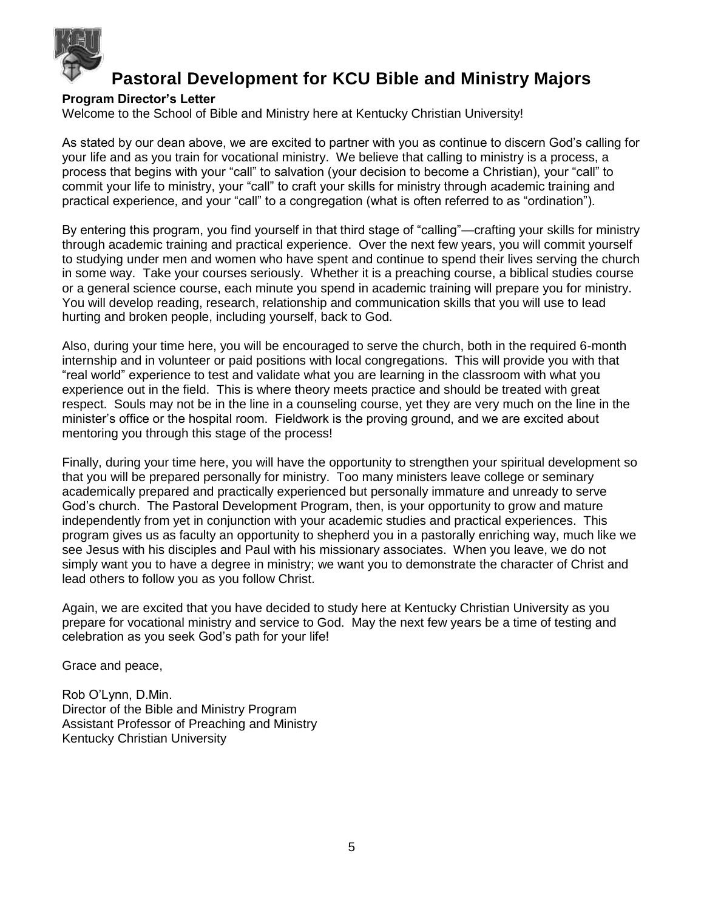# Pastoral Development for KCU Bible and Ministry Majors

**Program Director's Letter**

Welcome to the School of Bible and Ministry here at Kentucky Christian University!

As stated by our dean above, we are excited to partner with you as continue to discern God's calling for your life and as you train for vocational ministry. We believe that calling to ministry is a process, a process that begins with your "call" to salvation (your decision to become a Christian), your "call" to commit your life to ministry, your "call" to craft your skills for ministry through academic training and practical experience, and your "call" to a congregation (what is often referred to as "ordination").

By entering this program, you find yourself in that third stage of "calling"—crafting your skills for ministry through academic training and practical experience. Over the next few years, you will commit yourself to studying under men and women who have spent and continue to spend their lives serving the church in some way. Take your courses seriously. Whether it is a preaching course, a biblical studies course or a general science course, each minute you spend in academic training will prepare you for ministry. You will develop reading, research, relationship and communication skills that you will use to lead hurting and broken people, including yourself, back to God.

Also, during your time here, you will be encouraged to serve the church, both in the required 6-month internship and in volunteer or paid positions with local congregations. This will provide you with that "real world" experience to test and validate what you are learning in the classroom with what you experience out in the field. This is where theory meets practice and should be treated with great respect. Souls may not be in the line in a counseling course, yet they are very much on the line in the minister's office or the hospital room. Fieldwork is the proving ground, and we are excited about mentoring you through this stage of the process!

Finally, during your time here, you will have the opportunity to strengthen your spiritual development so that you will be prepared personally for ministry. Too many ministers leave college or seminary academically prepared and practically experienced but personally immature and unready to serve God's church. The Pastoral Development Program, then, is your opportunity to grow and mature independently from yet in conjunction with your academic studies and practical experiences. This program gives us as faculty an opportunity to shepherd you in a pastorally enriching way, much like we see Jesus with his disciples and Paul with his missionary associates. When you leave, we do not simply want you to have a degree in ministry; we want you to demonstrate the character of Christ and lead others to follow you as you follow Christ.

Again, we are excited that you have decided to study here at Kentucky Christian University as you prepare for vocational ministry and service to God. May the next few years be a time of testing and celebration as you seek God's path for your life!

Grace and peace,

Rob O'Lynn, D.Min.
Director of the Bible and Ministry Program
Assistant Professor of Preaching and Ministry
Kentucky Christian University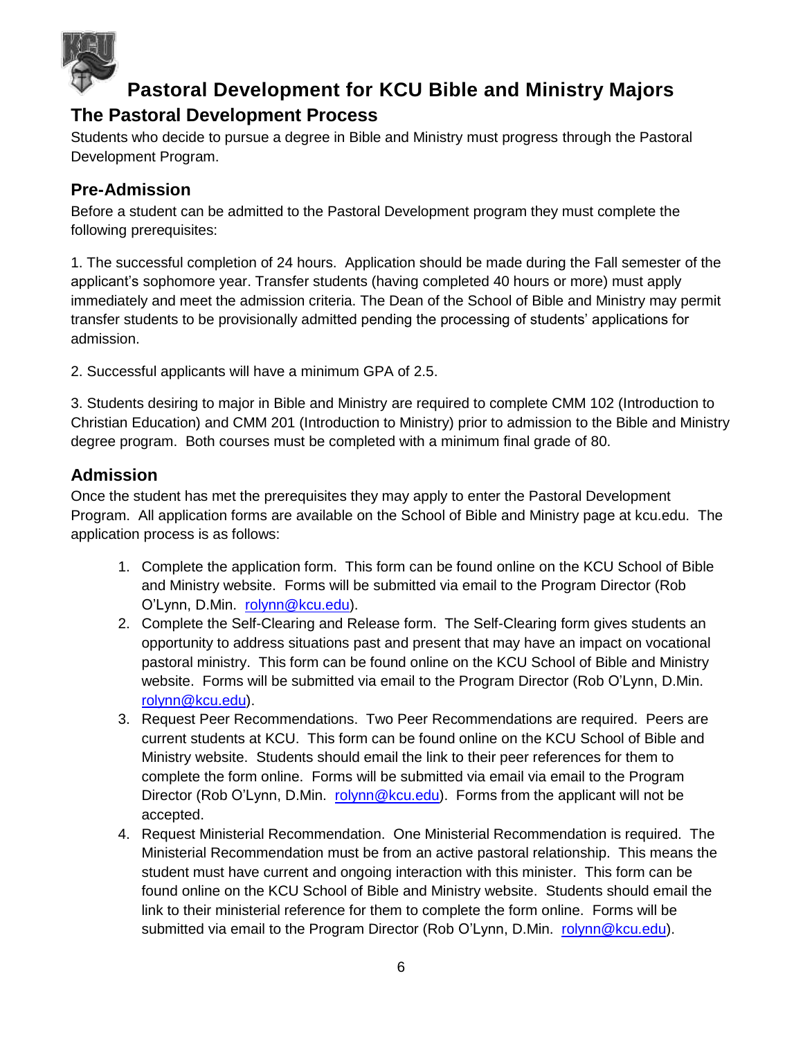# Pastoral Development for KCU Bible and Ministry Majors

## The Pastoral Development Process

Students who decide to pursue a degree in Bible and Ministry must progress through the Pastoral Development Program.

### Pre-Admission

Before a student can be admitted to the Pastoral Development program they must complete the following prerequisites:

1. The successful completion of 24 hours. Application should be made during the Fall semester of the applicant's sophomore year. Transfer students (having completed 40 hours or more) must apply immediately and meet the admission criteria. The Dean of the School of Bible and Ministry may permit transfer students to be provisionally admitted pending the processing of students' applications for admission.

2. Successful applicants will have a minimum GPA of 2.5.

3. Students desiring to major in Bible and Ministry are required to complete CMM 102 (Introduction to Christian Education) and CMM 201 (Introduction to Ministry) prior to admission to the Bible and Ministry degree program. Both courses must be completed with a minimum final grade of 80.

### Admission

Once the student has met the prerequisites they may apply to enter the Pastoral Development Program. All application forms are available on the School of Bible and Ministry page at kcu.edu. The application process is as follows:

1. Complete the application form. This form can be found online on the KCU School of Bible and Ministry website. Forms will be submitted via email to the Program Director (Rob O'Lynn, D.Min. rolynn@kcu.edu).
2. Complete the Self-Clearing and Release form. The Self-Clearing form gives students an opportunity to address situations past and present that may have an impact on vocational pastoral ministry. This form can be found online on the KCU School of Bible and Ministry website. Forms will be submitted via email to the Program Director (Rob O'Lynn, D.Min. rolynn@kcu.edu).
3. Request Peer Recommendations. Two Peer Recommendations are required. Peers are current students at KCU. This form can be found online on the KCU School of Bible and Ministry website. Students should email the link to their peer references for them to complete the form online. Forms will be submitted via email via email to the Program Director (Rob O'Lynn, D.Min. rolynn@kcu.edu). Forms from the applicant will not be accepted.
4. Request Ministerial Recommendation. One Ministerial Recommendation is required. The Ministerial Recommendation must be from an active pastoral relationship. This means the student must have current and ongoing interaction with this minister. This form can be found online on the KCU School of Bible and Ministry website. Students should email the link to their ministerial reference for them to complete the form online. Forms will be submitted via email to the Program Director (Rob O'Lynn, D.Min. rolynn@kcu.edu).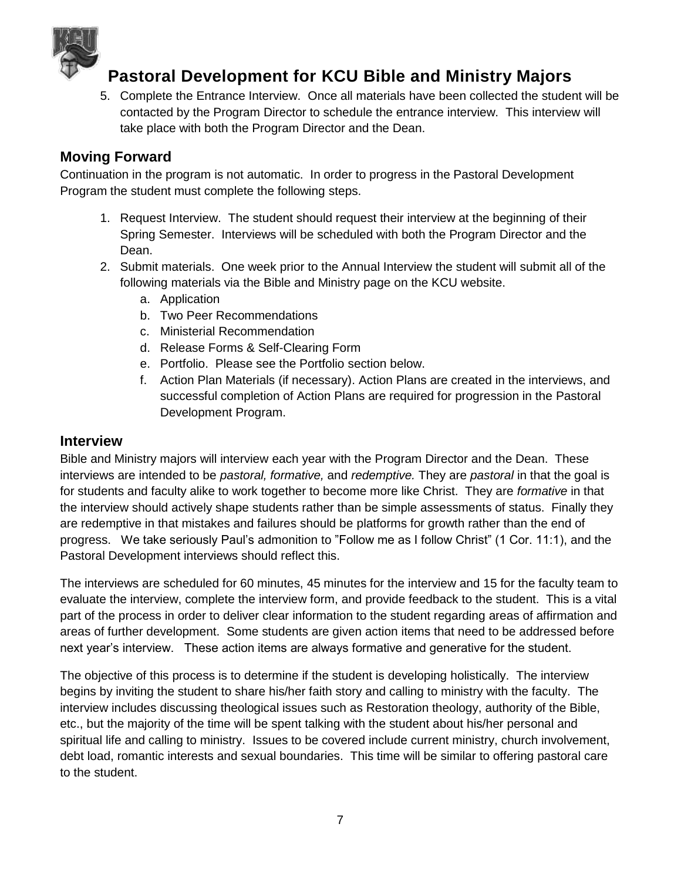5. Complete the Entrance Interview. Once all materials have been collected the student will be contacted by the Program Director to schedule the entrance interview. This interview will take place with both the Program Director and the Dean.

## Moving Forward

Continuation in the program is not automatic. In order to progress in the Pastoral Development Program the student must complete the following steps.

1. Request Interview. The student should request their interview at the beginning of their Spring Semester. Interviews will be scheduled with both the Program Director and the Dean.
2. Submit materials. One week prior to the Annual Interview the student will submit all of the following materials via the Bible and Ministry page on the KCU website.
   a. Application
   b. Two Peer Recommendations
   c. Ministerial Recommendation
   d. Release Forms & Self-Clearing Form
   e. Portfolio. Please see the Portfolio section below.
   f. Action Plan Materials (if necessary). Action Plans are created in the interviews, and successful completion of Action Plans are required for progression in the Pastoral Development Program.

## Interview

Bible and Ministry majors will interview each year with the Program Director and the Dean. These interviews are intended to be *pastoral, formative,* and *redemptive.* They are *pastoral* in that the goal is for students and faculty alike to work together to become more like Christ. They are *formative* in that the interview should actively shape students rather than be simple assessments of status. Finally they are redemptive in that mistakes and failures should be platforms for growth rather than the end of progress. We take seriously Paul's admonition to "Follow me as I follow Christ" (1 Cor. 11:1), and the Pastoral Development interviews should reflect this.

The interviews are scheduled for 60 minutes, 45 minutes for the interview and 15 for the faculty team to evaluate the interview, complete the interview form, and provide feedback to the student. This is a vital part of the process in order to deliver clear information to the student regarding areas of affirmation and areas of further development. Some students are given action items that need to be addressed before next year's interview. These action items are always formative and generative for the student.

The objective of this process is to determine if the student is developing holistically. The interview begins by inviting the student to share his/her faith story and calling to ministry with the faculty. The interview includes discussing theological issues such as Restoration theology, authority of the Bible, etc., but the majority of the time will be spent talking with the student about his/her personal and spiritual life and calling to ministry. Issues to be covered include current ministry, church involvement, debt load, romantic interests and sexual boundaries. This time will be similar to offering pastoral care to the student.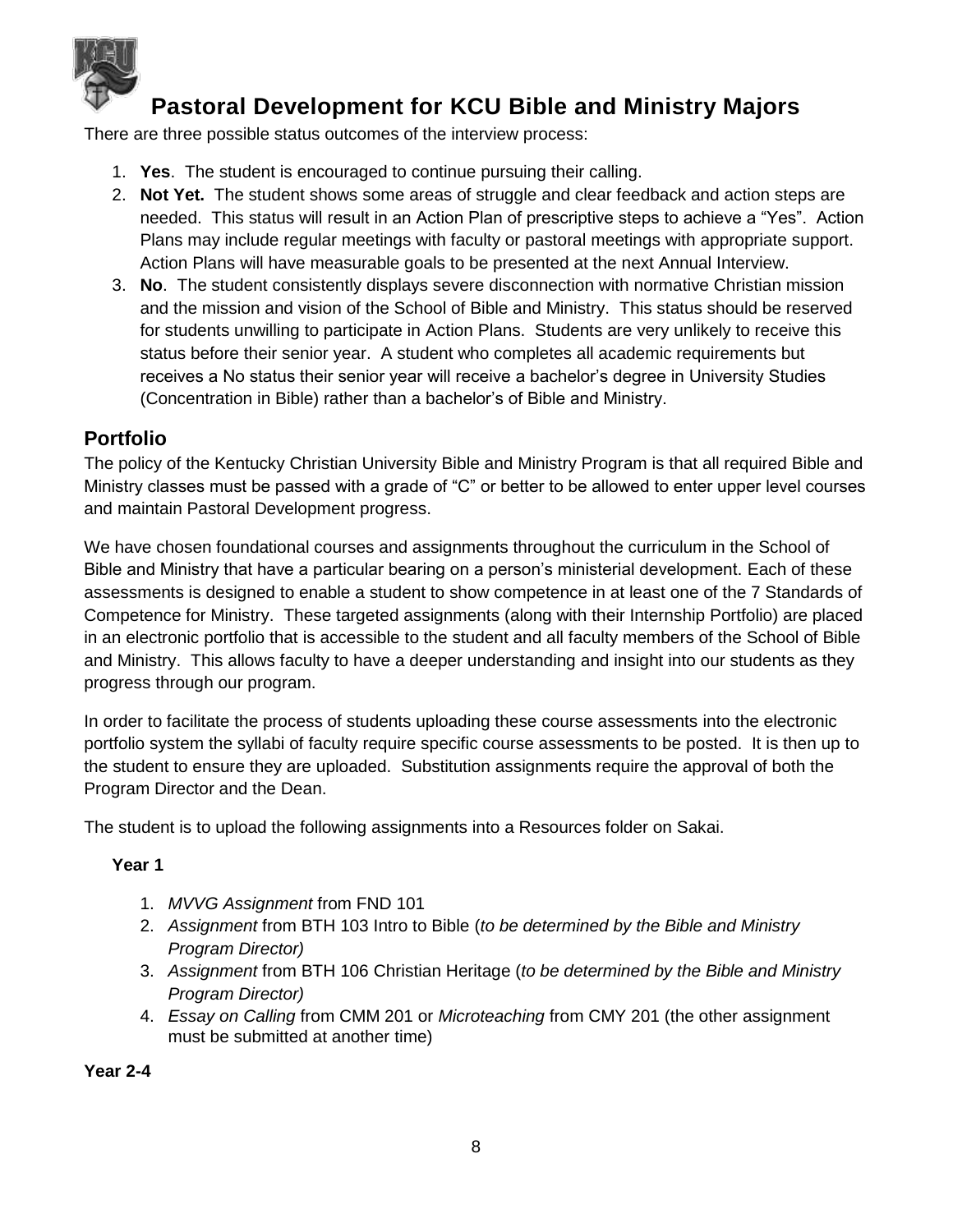# Pastoral Development for KCU Bible and Ministry Majors

There are three possible status outcomes of the interview process:

1. **Yes**. The student is encouraged to continue pursuing their calling.
2. **Not Yet.** The student shows some areas of struggle and clear feedback and action steps are needed. This status will result in an Action Plan of prescriptive steps to achieve a "Yes". Action Plans may include regular meetings with faculty or pastoral meetings with appropriate support. Action Plans will have measurable goals to be presented at the next Annual Interview.
3. **No**. The student consistently displays severe disconnection with normative Christian mission and the mission and vision of the School of Bible and Ministry. This status should be reserved for students unwilling to participate in Action Plans. Students are very unlikely to receive this status before their senior year. A student who completes all academic requirements but receives a No status their senior year will receive a bachelor's degree in University Studies (Concentration in Bible) rather than a bachelor's of Bible and Ministry.

## Portfolio

The policy of the Kentucky Christian University Bible and Ministry Program is that all required Bible and Ministry classes must be passed with a grade of "C" or better to be allowed to enter upper level courses and maintain Pastoral Development progress.

We have chosen foundational courses and assignments throughout the curriculum in the School of Bible and Ministry that have a particular bearing on a person's ministerial development. Each of these assessments is designed to enable a student to show competence in at least one of the 7 Standards of Competence for Ministry. These targeted assignments (along with their Internship Portfolio) are placed in an electronic portfolio that is accessible to the student and all faculty members of the School of Bible and Ministry. This allows faculty to have a deeper understanding and insight into our students as they progress through our program.

In order to facilitate the process of students uploading these course assessments into the electronic portfolio system the syllabi of faculty require specific course assessments to be posted. It is then up to the student to ensure they are uploaded. Substitution assignments require the approval of both the Program Director and the Dean.

The student is to upload the following assignments into a Resources folder on Sakai.

**Year 1**

1. *MVVG Assignment* from FND 101
2. *Assignment* from BTH 103 Intro to Bible (*to be determined by the Bible and Ministry Program Director)*
3. *Assignment* from BTH 106 Christian Heritage (*to be determined by the Bible and Ministry Program Director)*
4. *Essay on Calling* from CMM 201 or *Microteaching* from CMY 201 (the other assignment must be submitted at another time)

**Year 2-4**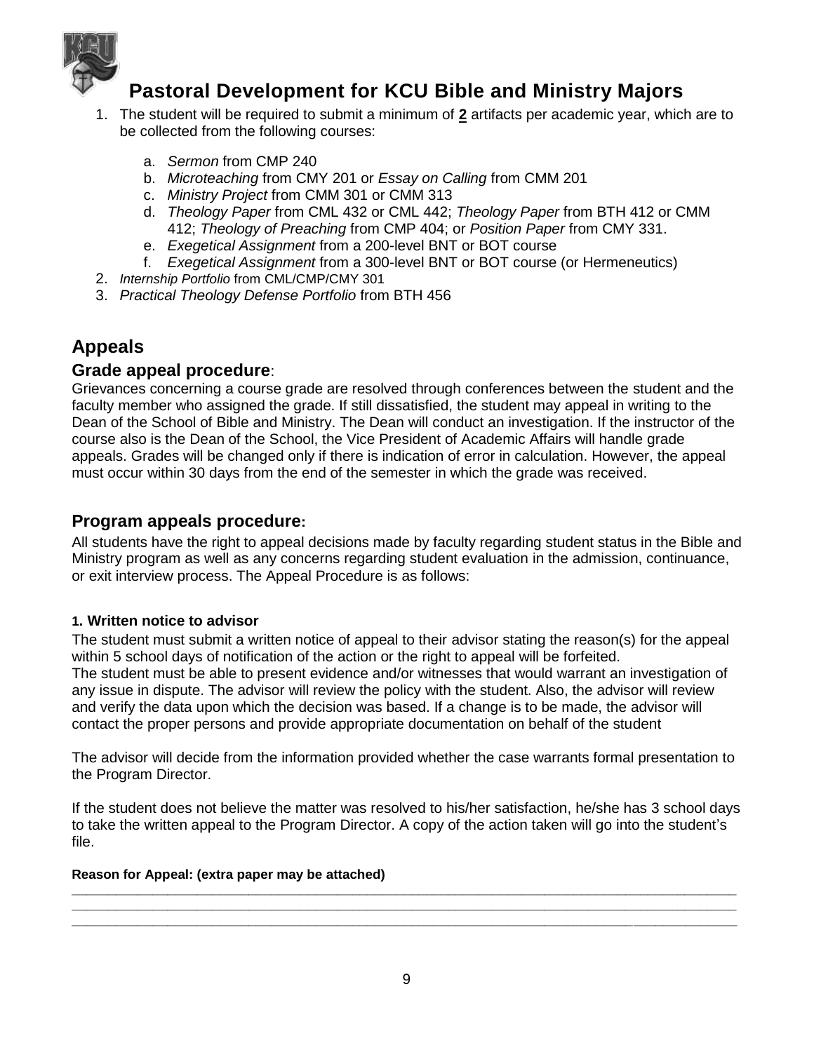## Pastoral Development for KCU Bible and Ministry Majors

1. The student will be required to submit a minimum of **2** artifacts per academic year, which are to be collected from the following courses:
   a. *Sermon* from CMP 240
   b. *Microteaching* from CMY 201 or *Essay on Calling* from CMM 201
   c. *Ministry Project* from CMM 301 or CMM 313
   d. *Theology Paper* from CML 432 or CML 442; *Theology Paper* from BTH 412 or CMM 412; *Theology of Preaching* from CMP 404; or *Position Paper* from CMY 331.
   e. *Exegetical Assignment* from a 200-level BNT or BOT course
   f. *Exegetical Assignment* from a 300-level BNT or BOT course (or Hermeneutics)
2. *Internship Portfolio* from CML/CMP/CMY 301
3. *Practical Theology Defense Portfolio* from BTH 456

# Appeals

## Grade appeal procedure:

Grievances concerning a course grade are resolved through conferences between the student and the faculty member who assigned the grade. If still dissatisfied, the student may appeal in writing to the Dean of the School of Bible and Ministry. The Dean will conduct an investigation. If the instructor of the course also is the Dean of the School, the Vice President of Academic Affairs will handle grade appeals. Grades will be changed only if there is indication of error in calculation. However, the appeal must occur within 30 days from the end of the semester in which the grade was received.

## Program appeals procedure:

All students have the right to appeal decisions made by faculty regarding student status in the Bible and Ministry program as well as any concerns regarding student evaluation in the admission, continuance, or exit interview process. The Appeal Procedure is as follows:

**1. Written notice to advisor**

The student must submit a written notice of appeal to their advisor stating the reason(s) for the appeal within 5 school days of notification of the action or the right to appeal will be forfeited.
The student must be able to present evidence and/or witnesses that would warrant an investigation of any issue in dispute. The advisor will review the policy with the student. Also, the advisor will review and verify the data upon which the decision was based. If a change is to be made, the advisor will contact the proper persons and provide appropriate documentation on behalf of the student

The advisor will decide from the information provided whether the case warrants formal presentation to the Program Director.

If the student does not believe the matter was resolved to his/her satisfaction, he/she has 3 school days to take the written appeal to the Program Director. A copy of the action taken will go into the student's file.

**Reason for Appeal: (extra paper may be attached)**

______________________________________________________________________________________
______________________________________________________________________________________
______________________________________________________________________________________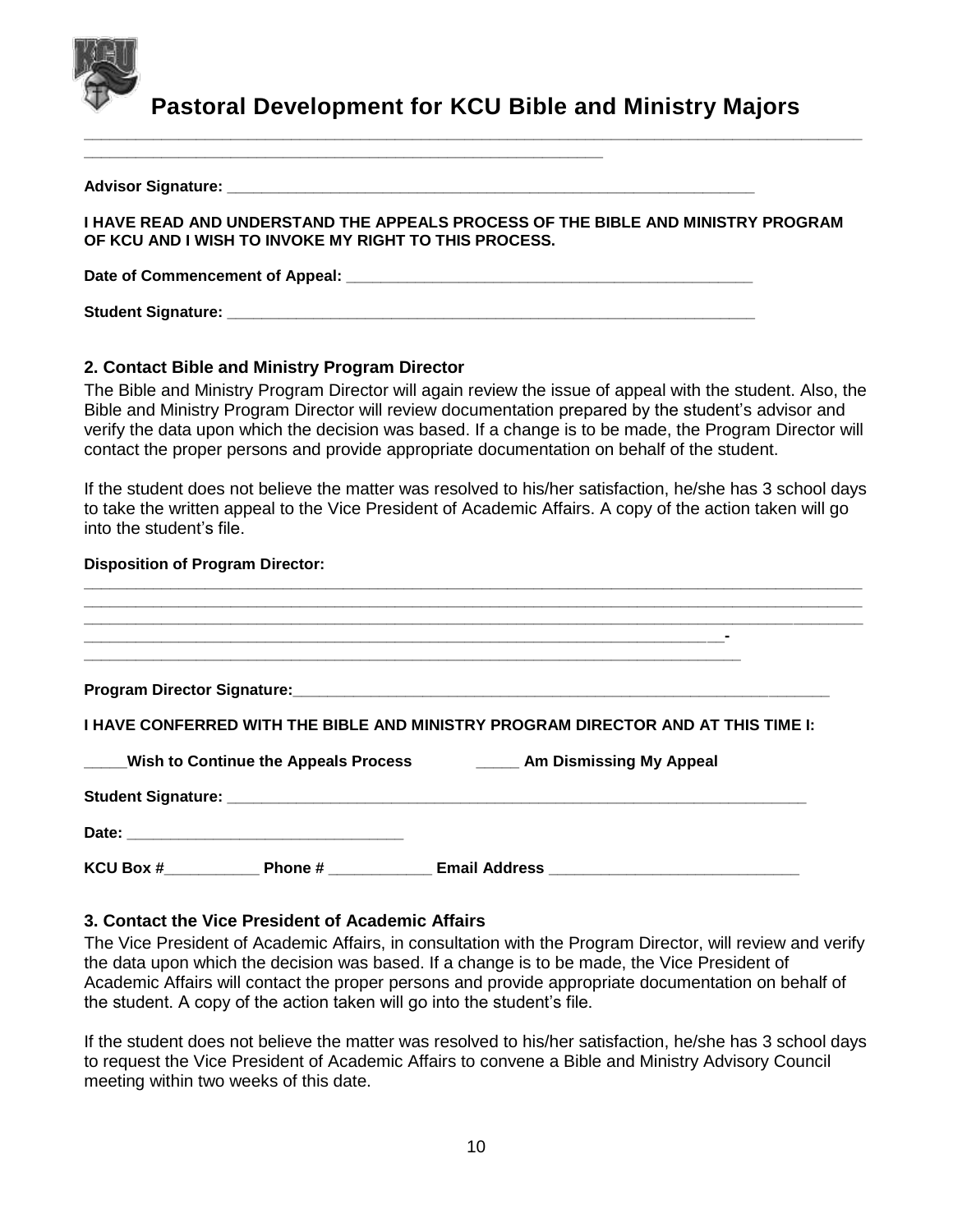# Pastoral Development for KCU Bible and Ministry Majors

______________________________________________________________________________________________
_________________________________________________________

**Advisor Signature: ____________________________________________________________**

**I HAVE READ AND UNDERSTAND THE APPEALS PROCESS OF THE BIBLE AND MINISTRY PROGRAM OF KCU AND I WISH TO INVOKE MY RIGHT TO THIS PROCESS.**

**Date of Commencement of Appeal: ______________________________________________**

**Student Signature: ____________________________________________________________**

### 2. Contact Bible and Ministry Program Director

The Bible and Ministry Program Director will again review the issue of appeal with the student. Also, the Bible and Ministry Program Director will review documentation prepared by the student's advisor and verify the data upon which the decision was based. If a change is to be made, the Program Director will contact the proper persons and provide appropriate documentation on behalf of the student.

If the student does not believe the matter was resolved to his/her satisfaction, he/she has 3 school days to take the written appeal to the Vice President of Academic Affairs. A copy of the action taken will go into the student's file.

**Disposition of Program Director:**

______________________________________________________________________________________________
______________________________________________________________________________________________
______________________________________________________________________________________________
_______________________________________________________________________________-
_______________________________________________________________________________

**Program Director Signature:_____________________________________________________________**

**I HAVE CONFERRED WITH THE BIBLE AND MINISTRY PROGRAM DIRECTOR AND AT THIS TIME I:**

**_____Wish to Continue the Appeals Process _____ Am Dismissing My Appeal**

**Student Signature: ________________________________________________________________**

**Date: _______________________________**

**KCU Box #___________ Phone # ____________ Email Address ____________________________**

### 3. Contact the Vice President of Academic Affairs

The Vice President of Academic Affairs, in consultation with the Program Director, will review and verify the data upon which the decision was based. If a change is to be made, the Vice President of Academic Affairs will contact the proper persons and provide appropriate documentation on behalf of the student. A copy of the action taken will go into the student's file.

If the student does not believe the matter was resolved to his/her satisfaction, he/she has 3 school days to request the Vice President of Academic Affairs to convene a Bible and Ministry Advisory Council meeting within two weeks of this date.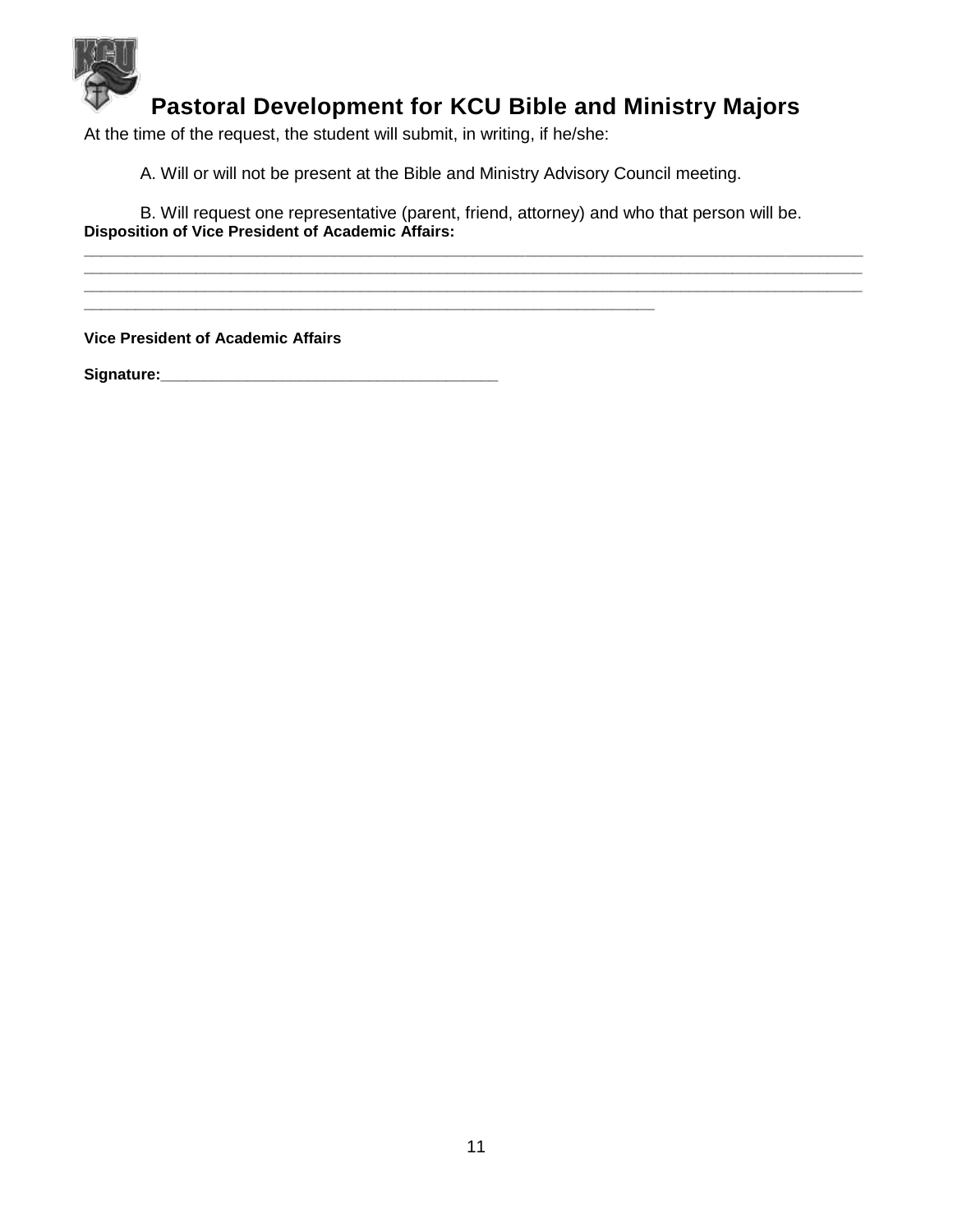# Pastoral Development for KCU Bible and Ministry Majors

At the time of the request, the student will submit, in writing, if he/she:

A. Will or will not be present at the Bible and Ministry Advisory Council meeting.

B. Will request one representative (parent, friend, attorney) and who that person will be.

**Disposition of Vice President of Academic Affairs:**

_______________________________________________________________________________________
_______________________________________________________________________________________
_______________________________________________________________________________________
_______________________________________________________________

**Vice President of Academic Affairs**

**Signature:**_____________________________________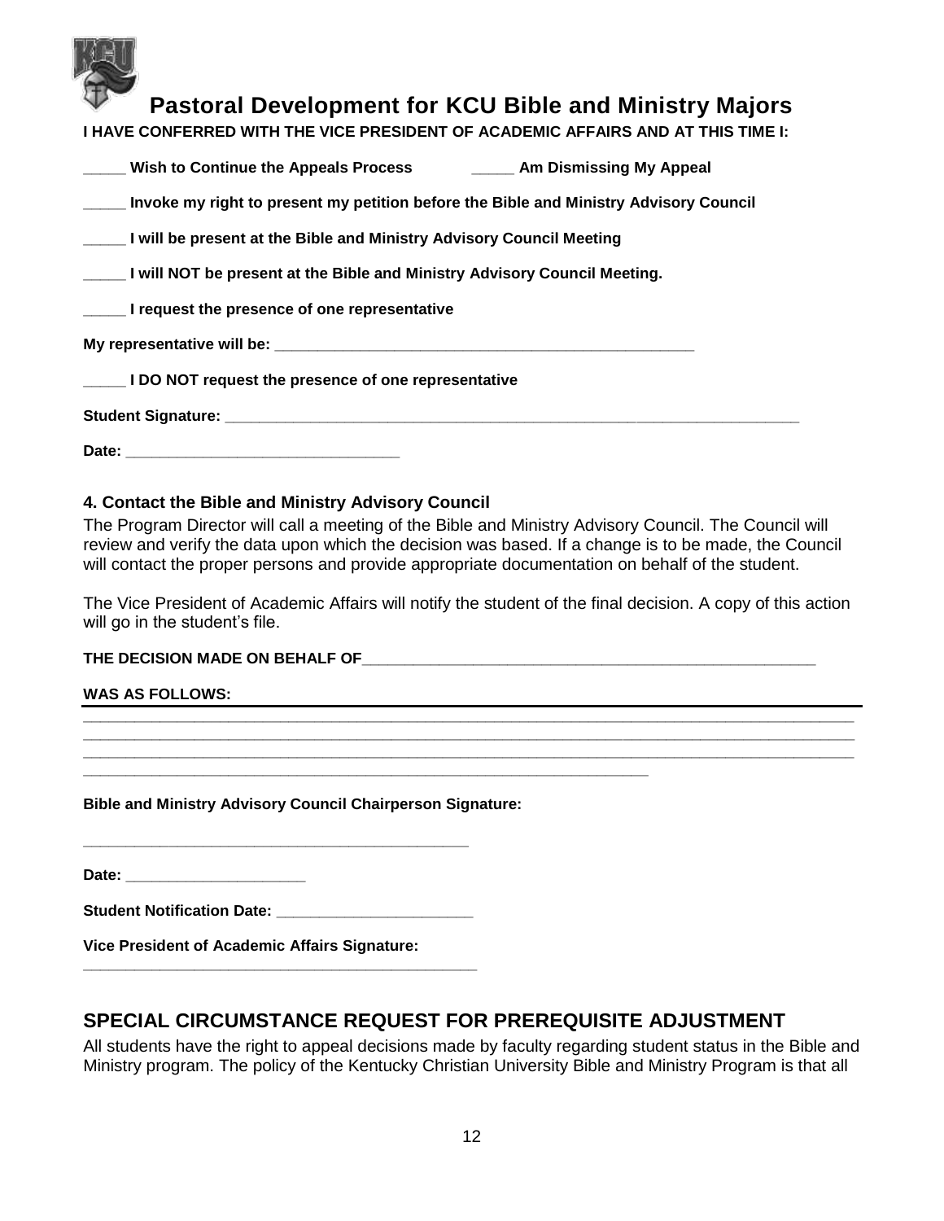# Pastoral Development for KCU Bible and Ministry Majors

**I HAVE CONFERRED WITH THE VICE PRESIDENT OF ACADEMIC AFFAIRS AND AT THIS TIME I:**

**_____ Wish to Continue the Appeals Process** **_____ Am Dismissing My Appeal**

**_____ Invoke my right to present my petition before the Bible and Ministry Advisory Council**

**_____ I will be present at the Bible and Ministry Advisory Council Meeting**

**_____ I will NOT be present at the Bible and Ministry Advisory Council Meeting.**

**_____ I request the presence of one representative**

**My representative will be: ___________________________________________________**

**_____ I DO NOT request the presence of one representative**

**Student Signature: ______________________________________________________________________**

**Date: ________________________________**

### 4. Contact the Bible and Ministry Advisory Council

The Program Director will call a meeting of the Bible and Ministry Advisory Council. The Council will review and verify the data upon which the decision was based. If a change is to be made, the Council will contact the proper persons and provide appropriate documentation on behalf of the student.

The Vice President of Academic Affairs will notify the student of the final decision. A copy of this action will go in the student's file.

**THE DECISION MADE ON BEHALF OF_______________________________________________________**

**WAS AS FOLLOWS:**

___________________________________________________________________________________________
___________________________________________________________________________________________
___________________________________________________________________________________________
_________________________________________________________________

**Bible and Ministry Advisory Council Chairperson Signature:**

______________________________________________

**Date: _____________________**

**Student Notification Date: _______________________**

**Vice President of Academic Affairs Signature:**
_______________________________________________

## SPECIAL CIRCUMSTANCE REQUEST FOR PREREQUISITE ADJUSTMENT

All students have the right to appeal decisions made by faculty regarding student status in the Bible and Ministry program. The policy of the Kentucky Christian University Bible and Ministry Program is that all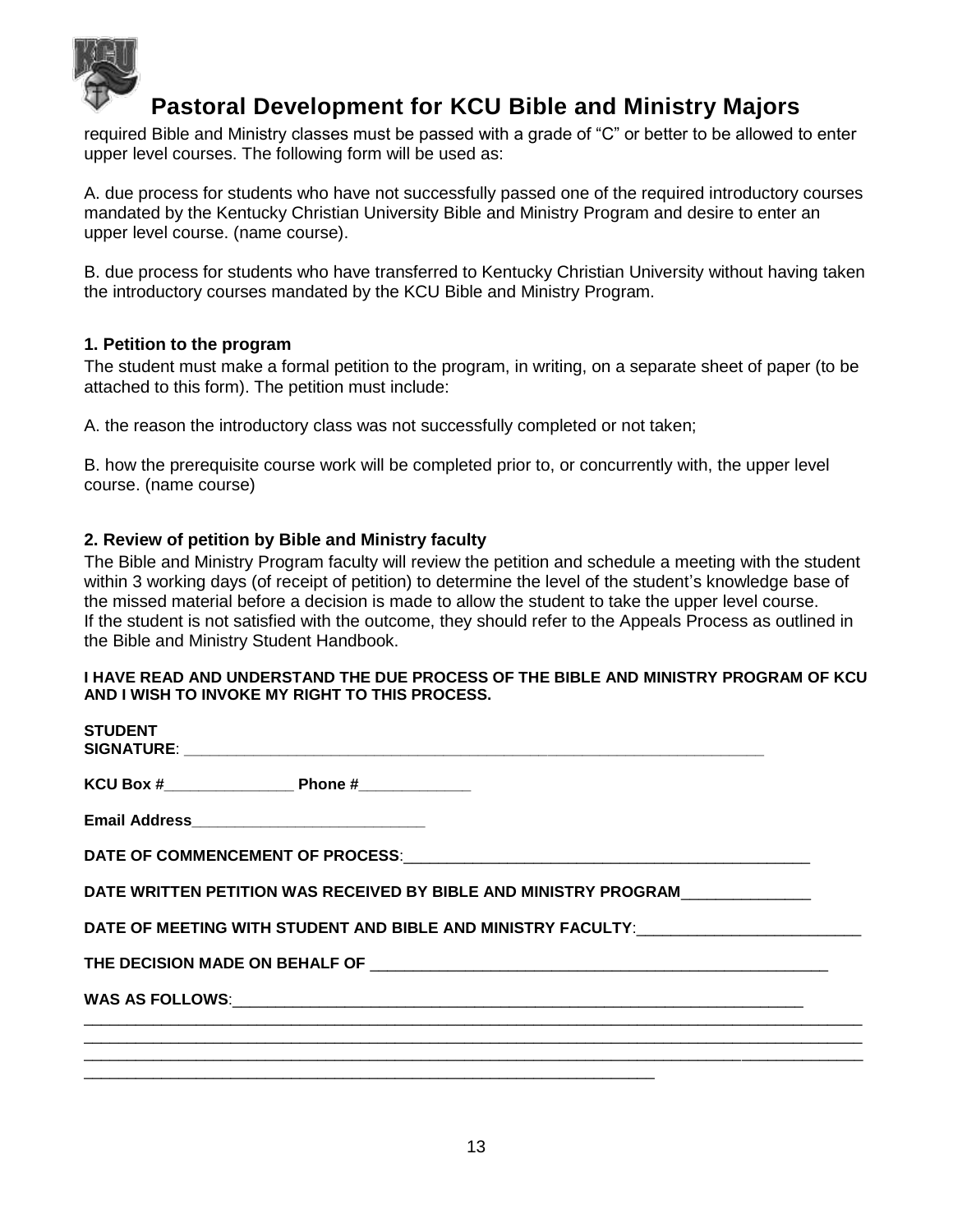# Pastoral Development for KCU Bible and Ministry Majors

required Bible and Ministry classes must be passed with a grade of "C" or better to be allowed to enter upper level courses. The following form will be used as:

A. due process for students who have not successfully passed one of the required introductory courses mandated by the Kentucky Christian University Bible and Ministry Program and desire to enter an upper level course. (name course).

B. due process for students who have transferred to Kentucky Christian University without having taken the introductory courses mandated by the KCU Bible and Ministry Program.

### 1. Petition to the program

The student must make a formal petition to the program, in writing, on a separate sheet of paper (to be attached to this form). The petition must include:

A. the reason the introductory class was not successfully completed or not taken;

B. how the prerequisite course work will be completed prior to, or concurrently with, the upper level course. (name course)

### 2. Review of petition by Bible and Ministry faculty

The Bible and Ministry Program faculty will review the petition and schedule a meeting with the student within 3 working days (of receipt of petition) to determine the level of the student's knowledge base of the missed material before a decision is made to allow the student to take the upper level course.
If the student is not satisfied with the outcome, they should refer to the Appeals Process as outlined in the Bible and Ministry Student Handbook.

**I HAVE READ AND UNDERSTAND THE DUE PROCESS OF THE BIBLE AND MINISTRY PROGRAM OF KCU AND I WISH TO INVOKE MY RIGHT TO THIS PROCESS.**

**STUDENT SIGNATURE**: ____________________________________________________________________

**KCU Box #**_______________ **Phone #**_____________

**Email Address**___________________________

**DATE OF COMMENCEMENT OF PROCESS**:_______________________________________________

**DATE WRITTEN PETITION WAS RECEIVED BY BIBLE AND MINISTRY PROGRAM**______________

**DATE OF MEETING WITH STUDENT AND BIBLE AND MINISTRY FACULTY**:_________________________

**THE DECISION MADE ON BEHALF OF** _____________________________________________________

**WAS AS FOLLOWS**:____________________________________________________________________
______________________________________________________________________________________________
______________________________________________________________________________________________
______________________________________________________________________________________________
___________________________________________________________________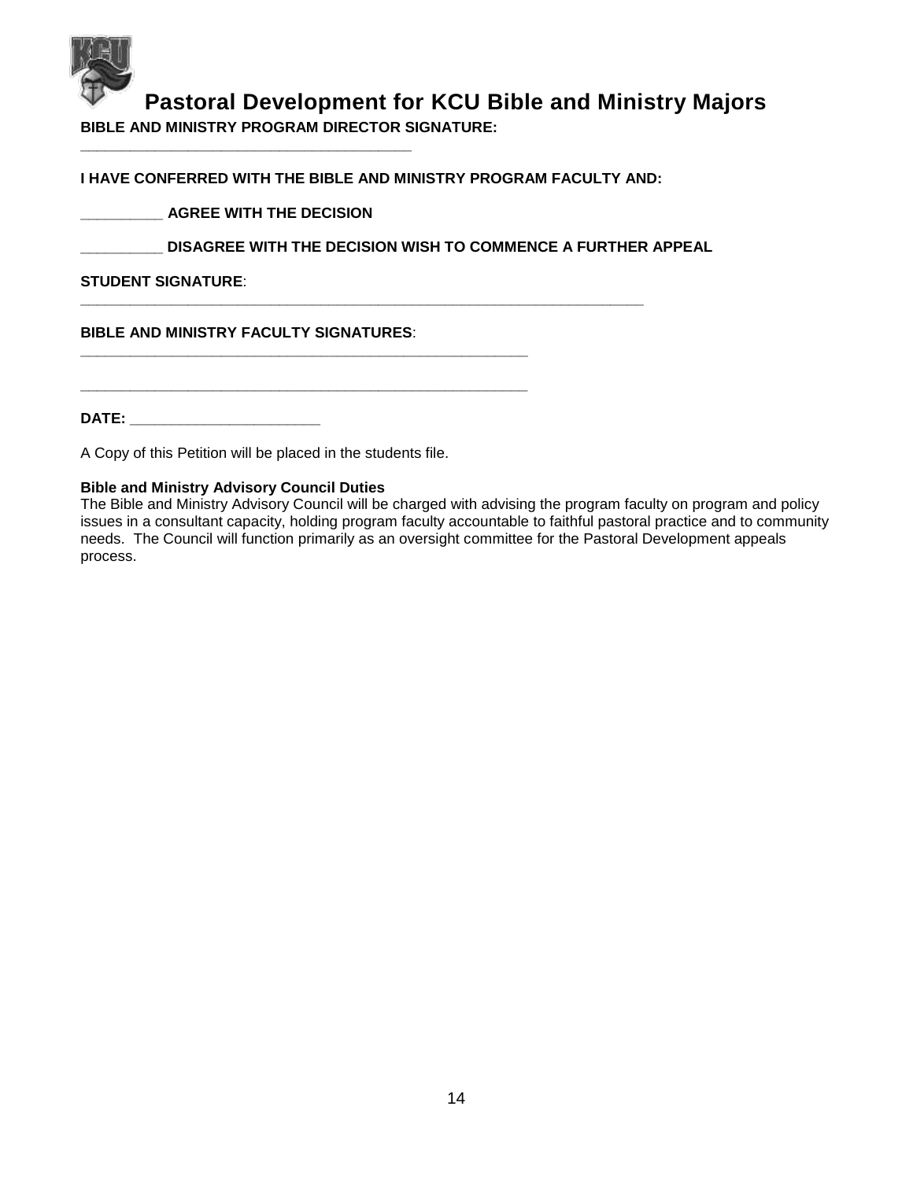# Pastoral Development for KCU Bible and Ministry Majors

**BIBLE AND MINISTRY PROGRAM DIRECTOR SIGNATURE:**

\_\_\_\_\_\_\_\_\_\_\_\_\_\_\_\_\_\_\_\_\_\_\_\_\_\_\_\_\_\_\_\_\_\_\_\_\_\_\_\_

**I HAVE CONFERRED WITH THE BIBLE AND MINISTRY PROGRAM FACULTY AND:**

**\_\_\_\_\_\_\_\_\_\_ AGREE WITH THE DECISION**

**\_\_\_\_\_\_\_\_\_\_ DISAGREE WITH THE DECISION WISH TO COMMENCE A FURTHER APPEAL**

**STUDENT SIGNATURE**:

\_\_\_\_\_\_\_\_\_\_\_\_\_\_\_\_\_\_\_\_\_\_\_\_\_\_\_\_\_\_\_\_\_\_\_\_\_\_\_\_\_\_\_\_\_\_\_\_\_\_\_\_\_\_\_\_\_\_\_\_\_\_\_\_\_\_\_\_

**BIBLE AND MINISTRY FACULTY SIGNATURES**:

\_\_\_\_\_\_\_\_\_\_\_\_\_\_\_\_\_\_\_\_\_\_\_\_\_\_\_\_\_\_\_\_\_\_\_\_\_\_\_\_\_\_\_\_\_\_\_\_\_\_\_\_\_

\_\_\_\_\_\_\_\_\_\_\_\_\_\_\_\_\_\_\_\_\_\_\_\_\_\_\_\_\_\_\_\_\_\_\_\_\_\_\_\_\_\_\_\_\_\_\_\_\_\_\_\_\_

**DATE: \_\_\_\_\_\_\_\_\_\_\_\_\_\_\_\_\_\_\_\_\_\_\_**

A Copy of this Petition will be placed in the students file.

**Bible and Ministry Advisory Council Duties**

The Bible and Ministry Advisory Council will be charged with advising the program faculty on program and policy issues in a consultant capacity, holding program faculty accountable to faithful pastoral practice and to community needs. The Council will function primarily as an oversight committee for the Pastoral Development appeals process.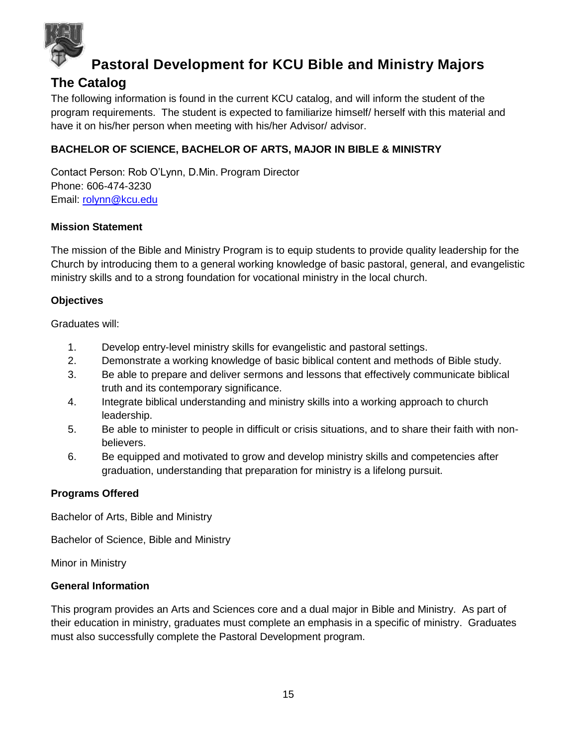# Pastoral Development for KCU Bible and Ministry Majors

## The Catalog

The following information is found in the current KCU catalog, and will inform the student of the program requirements. The student is expected to familiarize himself/ herself with this material and have it on his/her person when meeting with his/her Advisor/ advisor.

**BACHELOR OF SCIENCE, BACHELOR OF ARTS, MAJOR IN BIBLE & MINISTRY**

Contact Person: Rob O'Lynn, D.Min. Program Director
Phone: 606-474-3230
Email: [rolynn@kcu.edu](mailto:rolynn@kcu.edu)

**Mission Statement**

The mission of the Bible and Ministry Program is to equip students to provide quality leadership for the Church by introducing them to a general working knowledge of basic pastoral, general, and evangelistic ministry skills and to a strong foundation for vocational ministry in the local church.

**Objectives**

Graduates will:

1. Develop entry-level ministry skills for evangelistic and pastoral settings.
2. Demonstrate a working knowledge of basic biblical content and methods of Bible study.
3. Be able to prepare and deliver sermons and lessons that effectively communicate biblical truth and its contemporary significance.
4. Integrate biblical understanding and ministry skills into a working approach to church leadership.
5. Be able to minister to people in difficult or crisis situations, and to share their faith with non-believers.
6. Be equipped and motivated to grow and develop ministry skills and competencies after graduation, understanding that preparation for ministry is a lifelong pursuit.

**Programs Offered**

Bachelor of Arts, Bible and Ministry

Bachelor of Science, Bible and Ministry

Minor in Ministry

**General Information**

This program provides an Arts and Sciences core and a dual major in Bible and Ministry. As part of their education in ministry, graduates must complete an emphasis in a specific of ministry. Graduates must also successfully complete the Pastoral Development program.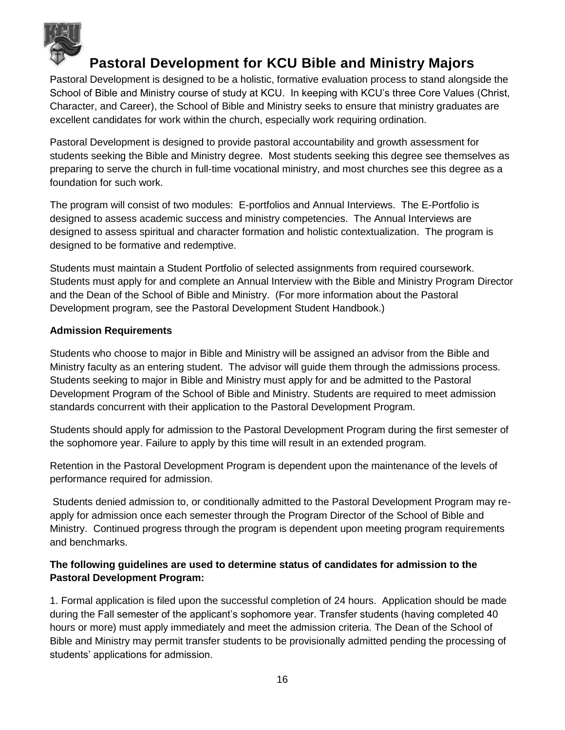# Pastoral Development for KCU Bible and Ministry Majors

Pastoral Development is designed to be a holistic, formative evaluation process to stand alongside the School of Bible and Ministry course of study at KCU. In keeping with KCU's three Core Values (Christ, Character, and Career), the School of Bible and Ministry seeks to ensure that ministry graduates are excellent candidates for work within the church, especially work requiring ordination.

Pastoral Development is designed to provide pastoral accountability and growth assessment for students seeking the Bible and Ministry degree. Most students seeking this degree see themselves as preparing to serve the church in full-time vocational ministry, and most churches see this degree as a foundation for such work.

The program will consist of two modules: E-portfolios and Annual Interviews. The E-Portfolio is designed to assess academic success and ministry competencies. The Annual Interviews are designed to assess spiritual and character formation and holistic contextualization. The program is designed to be formative and redemptive.

Students must maintain a Student Portfolio of selected assignments from required coursework. Students must apply for and complete an Annual Interview with the Bible and Ministry Program Director and the Dean of the School of Bible and Ministry. (For more information about the Pastoral Development program, see the Pastoral Development Student Handbook.)

**Admission Requirements**

Students who choose to major in Bible and Ministry will be assigned an advisor from the Bible and Ministry faculty as an entering student. The advisor will guide them through the admissions process. Students seeking to major in Bible and Ministry must apply for and be admitted to the Pastoral Development Program of the School of Bible and Ministry. Students are required to meet admission standards concurrent with their application to the Pastoral Development Program.

Students should apply for admission to the Pastoral Development Program during the first semester of the sophomore year. Failure to apply by this time will result in an extended program.

Retention in the Pastoral Development Program is dependent upon the maintenance of the levels of performance required for admission.

Students denied admission to, or conditionally admitted to the Pastoral Development Program may re-apply for admission once each semester through the Program Director of the School of Bible and Ministry. Continued progress through the program is dependent upon meeting program requirements and benchmarks.

**The following guidelines are used to determine status of candidates for admission to the Pastoral Development Program:**

1. Formal application is filed upon the successful completion of 24 hours. Application should be made during the Fall semester of the applicant's sophomore year. Transfer students (having completed 40 hours or more) must apply immediately and meet the admission criteria. The Dean of the School of Bible and Ministry may permit transfer students to be provisionally admitted pending the processing of students' applications for admission.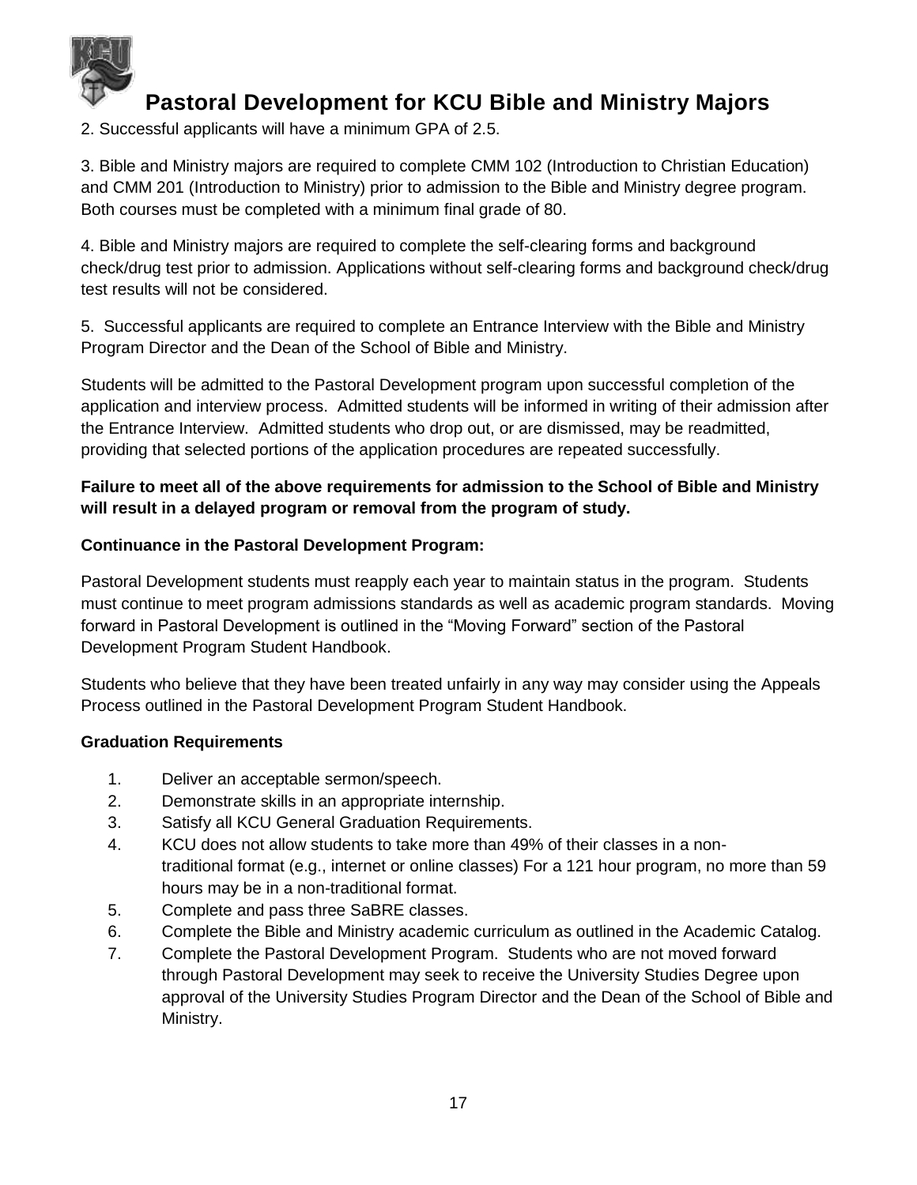# Pastoral Development for KCU Bible and Ministry Majors

2. Successful applicants will have a minimum GPA of 2.5.

3. Bible and Ministry majors are required to complete CMM 102 (Introduction to Christian Education) and CMM 201 (Introduction to Ministry) prior to admission to the Bible and Ministry degree program. Both courses must be completed with a minimum final grade of 80.

4. Bible and Ministry majors are required to complete the self-clearing forms and background check/drug test prior to admission. Applications without self-clearing forms and background check/drug test results will not be considered.

5. Successful applicants are required to complete an Entrance Interview with the Bible and Ministry Program Director and the Dean of the School of Bible and Ministry.

Students will be admitted to the Pastoral Development program upon successful completion of the application and interview process. Admitted students will be informed in writing of their admission after the Entrance Interview. Admitted students who drop out, or are dismissed, may be readmitted, providing that selected portions of the application procedures are repeated successfully.

**Failure to meet all of the above requirements for admission to the School of Bible and Ministry will result in a delayed program or removal from the program of study.**

**Continuance in the Pastoral Development Program:**

Pastoral Development students must reapply each year to maintain status in the program. Students must continue to meet program admissions standards as well as academic program standards. Moving forward in Pastoral Development is outlined in the "Moving Forward" section of the Pastoral Development Program Student Handbook.

Students who believe that they have been treated unfairly in any way may consider using the Appeals Process outlined in the Pastoral Development Program Student Handbook.

**Graduation Requirements**

1. Deliver an acceptable sermon/speech.
2. Demonstrate skills in an appropriate internship.
3. Satisfy all KCU General Graduation Requirements.
4. KCU does not allow students to take more than 49% of their classes in a non-traditional format (e.g., internet or online classes) For a 121 hour program, no more than 59 hours may be in a non-traditional format.
5. Complete and pass three SaBRE classes.
6. Complete the Bible and Ministry academic curriculum as outlined in the Academic Catalog.
7. Complete the Pastoral Development Program. Students who are not moved forward through Pastoral Development may seek to receive the University Studies Degree upon approval of the University Studies Program Director and the Dean of the School of Bible and Ministry.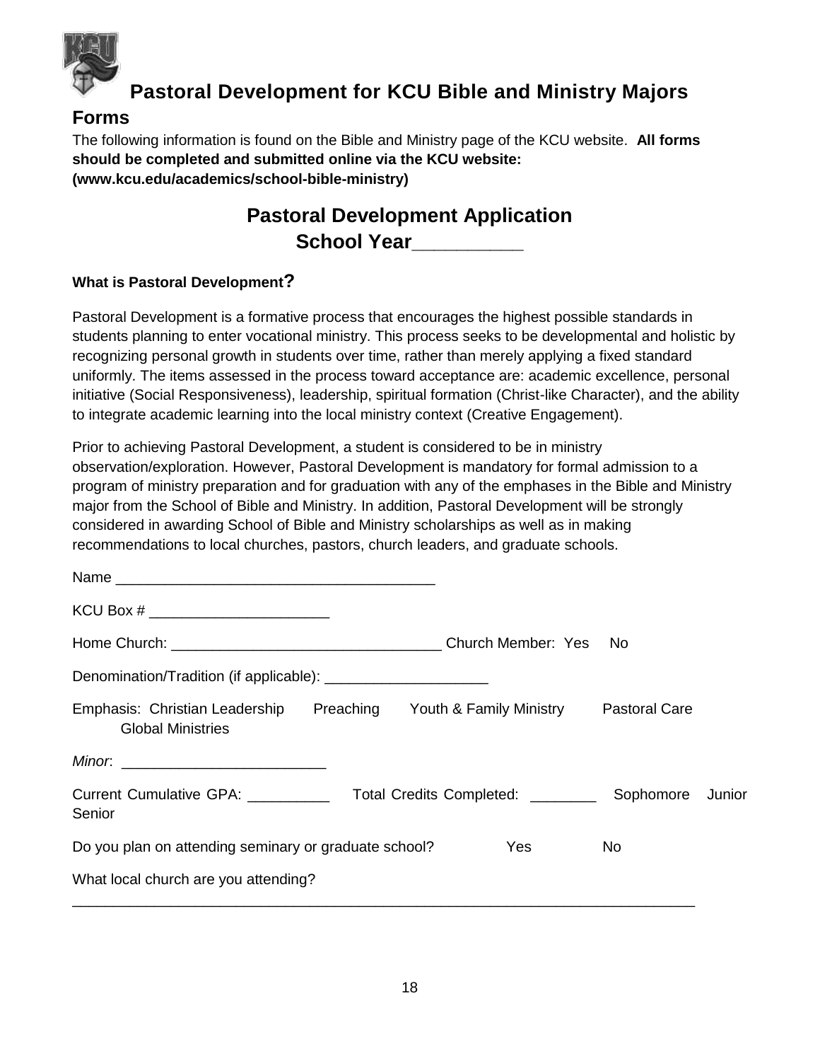# Pastoral Development for KCU Bible and Ministry Majors

## Forms

The following information is found on the Bible and Ministry page of the KCU website. **All forms should be completed and submitted online via the KCU website: (www.kcu.edu/academics/school-bible-ministry)**

## Pastoral Development Application
## School Year__________

**What is Pastoral Development?**

Pastoral Development is a formative process that encourages the highest possible standards in students planning to enter vocational ministry. This process seeks to be developmental and holistic by recognizing personal growth in students over time, rather than merely applying a fixed standard uniformly. The items assessed in the process toward acceptance are: academic excellence, personal initiative (Social Responsiveness), leadership, spiritual formation (Christ-like Character), and the ability to integrate academic learning into the local ministry context (Creative Engagement).

Prior to achieving Pastoral Development, a student is considered to be in ministry observation/exploration. However, Pastoral Development is mandatory for formal admission to a program of ministry preparation and for graduation with any of the emphases in the Bible and Ministry major from the School of Bible and Ministry. In addition, Pastoral Development will be strongly considered in awarding School of Bible and Ministry scholarships as well as in making recommendations to local churches, pastors, church leaders, and graduate schools.

Name _______________________________________

KCU Box # _____________________

Home Church: _________________________________ Church Member: Yes No

Denomination/Tradition (if applicable): ____________________

Emphasis: Christian Leadership Preaching Youth & Family Ministry Pastoral Care Global Ministries

*Minor*: ________________________

Current Cumulative GPA: __________ Total Credits Completed: ________ Sophomore Junior Senior

Do you plan on attending seminary or graduate school? Yes No

What local church are you attending?

_____________________________________________________________________________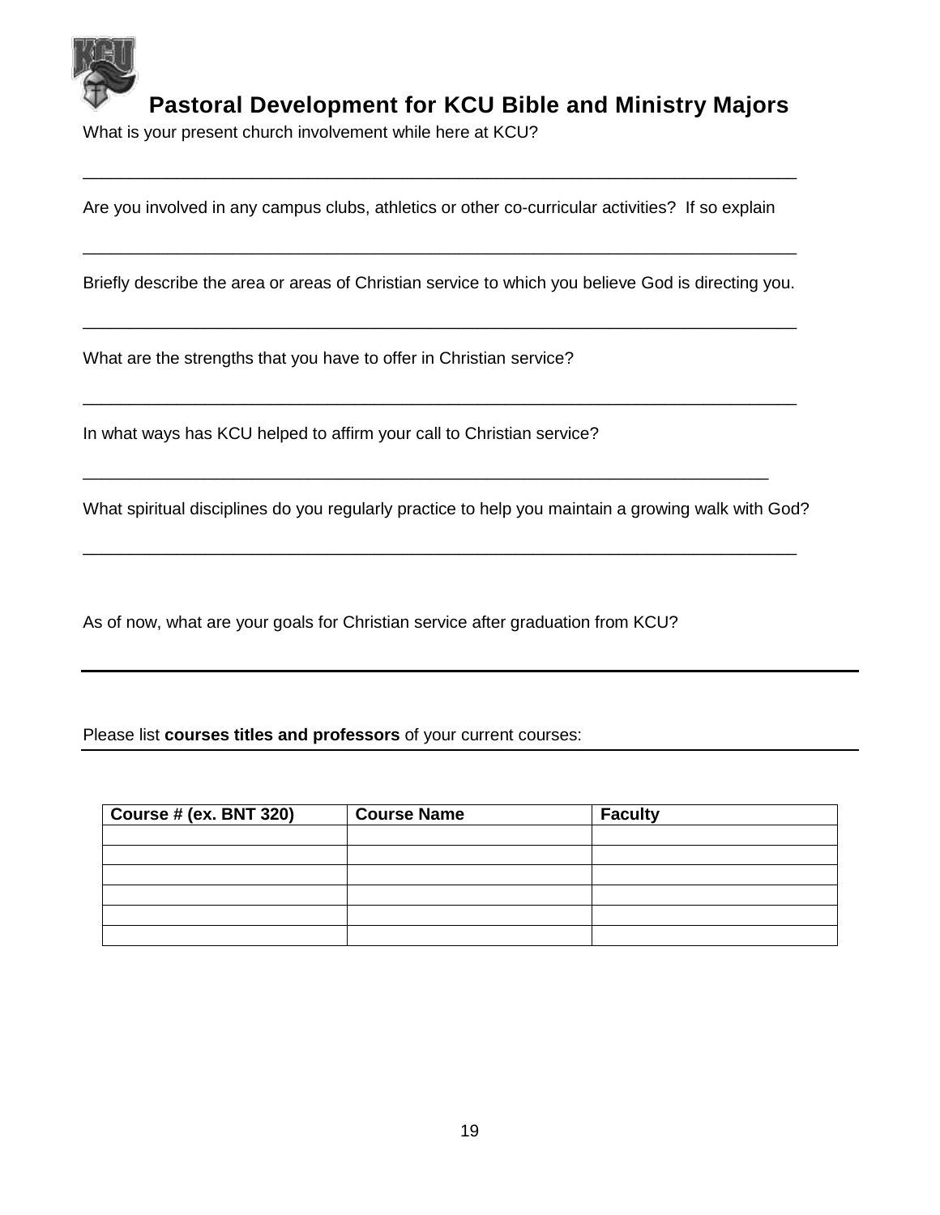## Pastoral Development for KCU Bible and Ministry Majors

What is your present church involvement while here at KCU?

_______________________________________________________________________________

Are you involved in any campus clubs, athletics or other co-curricular activities? If so explain

_______________________________________________________________________________

Briefly describe the area or areas of Christian service to which you believe God is directing you.

_______________________________________________________________________________

What are the strengths that you have to offer in Christian service?

_______________________________________________________________________________

In what ways has KCU helped to affirm your call to Christian service?

____________________________________________________________________________

What spiritual disciplines do you regularly practice to help you maintain a growing walk with God?

_______________________________________________________________________________

As of now, what are your goals for Christian service after graduation from KCU?

_______________________________________________________________________________

Please list **courses titles and professors** of your current courses:

| Course # (ex. BNT 320) | Course Name | Faculty |
|---|---|---|
| | | |
| | | |
| | | |
| | | |
| | | |
| | | |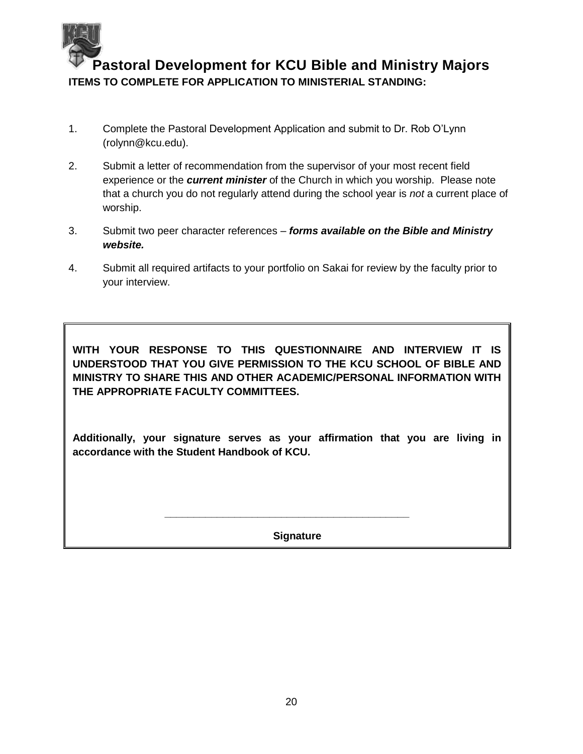# Pastoral Development for KCU Bible and Ministry Majors

**ITEMS TO COMPLETE FOR APPLICATION TO MINISTERIAL STANDING:**

1. Complete the Pastoral Development Application and submit to Dr. Rob O'Lynn (rolynn@kcu.edu).
2. Submit a letter of recommendation from the supervisor of your most recent field experience or the ***current minister*** of the Church in which you worship. Please note that a church you do not regularly attend during the school year is *not* a current place of worship.
3. Submit two peer character references – ***forms available on the Bible and Ministry website.***
4. Submit all required artifacts to your portfolio on Sakai for review by the faculty prior to your interview.

---

**WITH YOUR RESPONSE TO THIS QUESTIONNAIRE AND INTERVIEW IT IS UNDERSTOOD THAT YOU GIVE PERMISSION TO THE KCU SCHOOL OF BIBLE AND MINISTRY TO SHARE THIS AND OTHER ACADEMIC/PERSONAL INFORMATION WITH THE APPROPRIATE FACULTY COMMITTEES.**

**Additionally, your signature serves as your affirmation that you are living in accordance with the Student Handbook of KCU.**

\_\_\_\_\_\_\_\_\_\_\_\_\_\_\_\_\_\_\_\_\_\_\_\_\_\_\_\_\_\_\_\_\_\_\_\_\_\_\_\_\_\_\_\_

**Signature**

---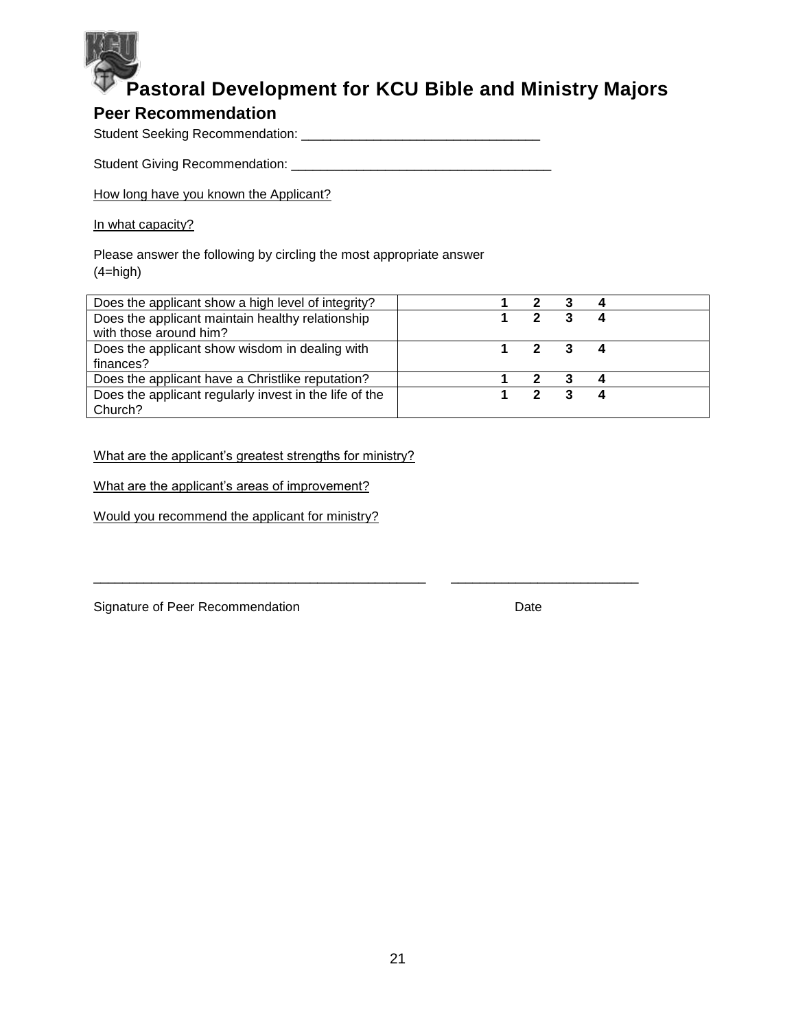# Pastoral Development for KCU Bible and Ministry Majors

## Peer Recommendation

Student Seeking Recommendation: ________________________________

Student Giving Recommendation: ___________________________________

How long have you known the Applicant?

In what capacity?

Please answer the following by circling the most appropriate answer (4=high)

| | |
|---|---|
| Does the applicant show a high level of integrity? | **1 2 3 4** |
| Does the applicant maintain healthy relationship with those around him? | **1 2 3 4** |
| Does the applicant show wisdom in dealing with finances? | **1 2 3 4** |
| Does the applicant have a Christlike reputation? | **1 2 3 4** |
| Does the applicant regularly invest in the life of the Church? | **1 2 3 4** |

What are the applicant's greatest strengths for ministry?

What are the applicant's areas of improvement?

Would you recommend the applicant for ministry?

_____________________________________________ ________________________

Signature of Peer Recommendation Date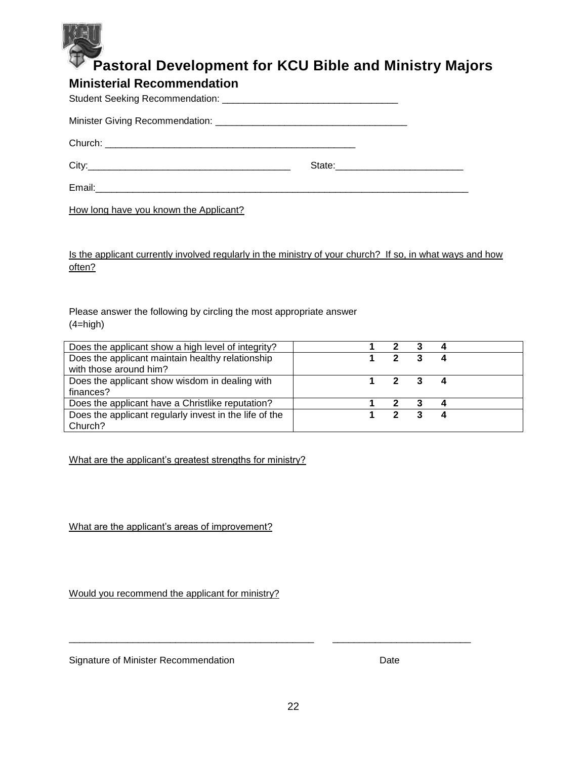# Pastoral Development for KCU Bible and Ministry Majors

## Ministerial Recommendation

Student Seeking Recommendation: ________________________________

Minister Giving Recommendation: ___________________________________

Church: ____________________________________________

City:____________________________________ State:_______________________

Email:_____________________________________________________________________

How long have you known the Applicant?

Is the applicant currently involved regularly in the ministry of your church? If so, in what ways and how often?

Please answer the following by circling the most appropriate answer (4=high)

| | |
|---|---|
| Does the applicant show a high level of integrity? | **1 2 3 4** |
| Does the applicant maintain healthy relationship with those around him? | **1 2 3 4** |
| Does the applicant show wisdom in dealing with finances? | **1 2 3 4** |
| Does the applicant have a Christlike reputation? | **1 2 3 4** |
| Does the applicant regularly invest in the life of the Church? | **1 2 3 4** |

What are the applicant's greatest strengths for ministry?

What are the applicant's areas of improvement?

Would you recommend the applicant for ministry?

_____________________________________________ _________________________

Signature of Minister Recommendation Date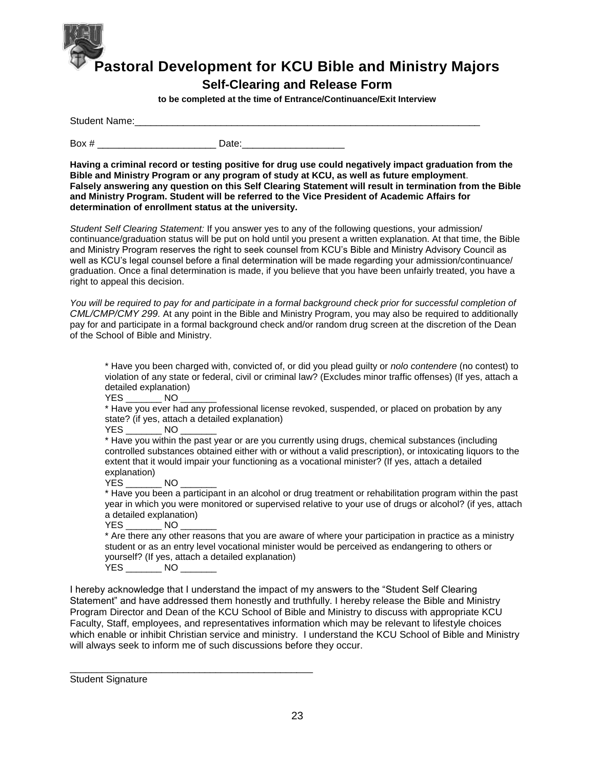# Pastoral Development for KCU Bible and Ministry Majors

## Self-Clearing and Release Form

**to be completed at the time of Entrance/Continuance/Exit Interview**

Student Name:_________________________________________________________________

Box # ______________________ Date:___________________

**Having a criminal record or testing positive for drug use could negatively impact graduation from the Bible and Ministry Program or any program of study at KCU, as well as future employment**.
**Falsely answering any question on this Self Clearing Statement will result in termination from the Bible and Ministry Program. Student will be referred to the Vice President of Academic Affairs for determination of enrollment status at the university.**

*Student Self Clearing Statement:* If you answer yes to any of the following questions, your admission/ continuance/graduation status will be put on hold until you present a written explanation. At that time, the Bible and Ministry Program reserves the right to seek counsel from KCU's Bible and Ministry Advisory Council as well as KCU's legal counsel before a final determination will be made regarding your admission/continuance/ graduation. Once a final determination is made, if you believe that you have been unfairly treated, you have a right to appeal this decision.

*You will be required to pay for and participate in a formal background check prior for successful completion of CML/CMP/CMY 299.* At any point in the Bible and Ministry Program, you may also be required to additionally pay for and participate in a formal background check and/or random drug screen at the discretion of the Dean of the School of Bible and Ministry.

\* Have you been charged with, convicted of, or did you plead guilty or *nolo contendere* (no contest) to violation of any state or federal, civil or criminal law? (Excludes minor traffic offenses) (If yes, attach a detailed explanation)
YES _______ NO _______

\* Have you ever had any professional license revoked, suspended, or placed on probation by any state? (if yes, attach a detailed explanation)
YES _______ NO _______

\* Have you within the past year or are you currently using drugs, chemical substances (including controlled substances obtained either with or without a valid prescription), or intoxicating liquors to the extent that it would impair your functioning as a vocational minister? (If yes, attach a detailed explanation)
YES _______ NO _______

\* Have you been a participant in an alcohol or drug treatment or rehabilitation program within the past year in which you were monitored or supervised relative to your use of drugs or alcohol? (if yes, attach a detailed explanation)
YES _______ NO _______

\* Are there any other reasons that you are aware of where your participation in practice as a ministry student or as an entry level vocational minister would be perceived as endangering to others or yourself? (If yes, attach a detailed explanation)
YES _______ NO _______

I hereby acknowledge that I understand the impact of my answers to the "Student Self Clearing Statement" and have addressed them honestly and truthfully. I hereby release the Bible and Ministry Program Director and Dean of the KCU School of Bible and Ministry to discuss with appropriate KCU Faculty, Staff, employees, and representatives information which may be relevant to lifestyle choices which enable or inhibit Christian service and ministry. I understand the KCU School of Bible and Ministry will always seek to inform me of such discussions before they occur.

_____________________________________________
Student Signature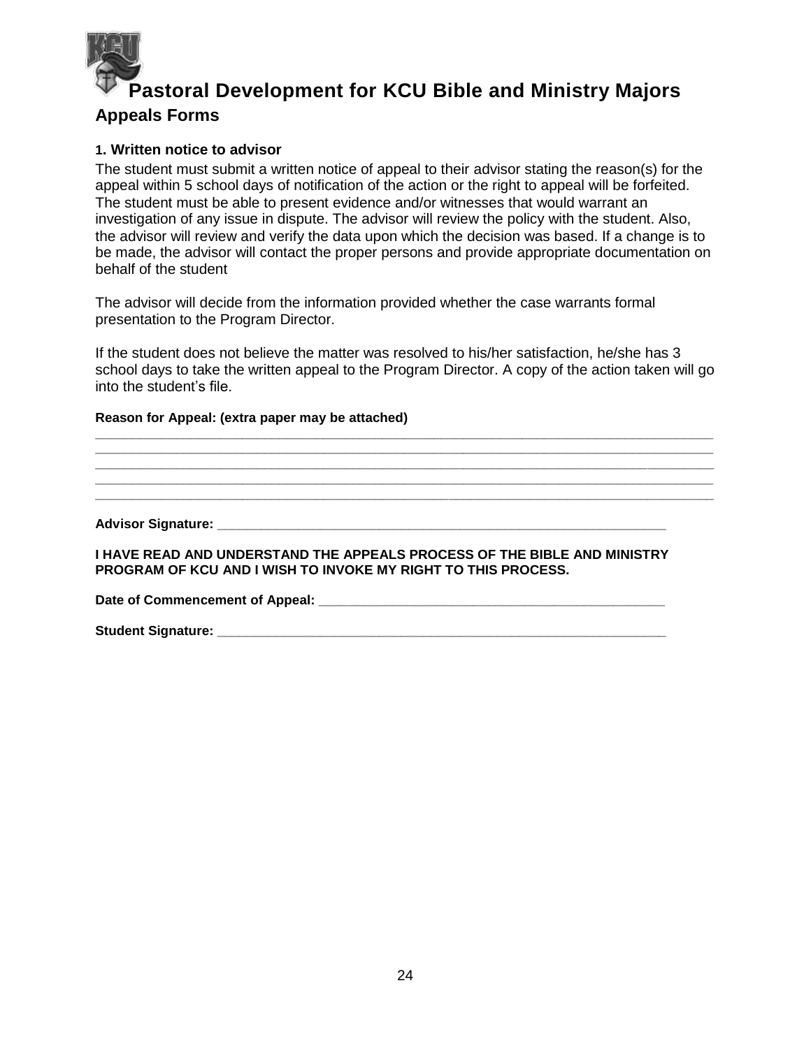# Pastoral Development for KCU Bible and Ministry Majors

## Appeals Forms

### 1. Written notice to advisor

The student must submit a written notice of appeal to their advisor stating the reason(s) for the appeal within 5 school days of notification of the action or the right to appeal will be forfeited. The student must be able to present evidence and/or witnesses that would warrant an investigation of any issue in dispute. The advisor will review the policy with the student. Also, the advisor will review and verify the data upon which the decision was based. If a change is to be made, the advisor will contact the proper persons and provide appropriate documentation on behalf of the student

The advisor will decide from the information provided whether the case warrants formal presentation to the Program Director.

If the student does not believe the matter was resolved to his/her satisfaction, he/she has 3 school days to take the written appeal to the Program Director. A copy of the action taken will go into the student's file.

**Reason for Appeal: (extra paper may be attached)**

_____________________________________________________________________________________
_____________________________________________________________________________________
_____________________________________________________________________________________
_____________________________________________________________________________________
_____________________________________________________________________________________

**Advisor Signature: _______________________________________________________________**

**I HAVE READ AND UNDERSTAND THE APPEALS PROCESS OF THE BIBLE AND MINISTRY PROGRAM OF KCU AND I WISH TO INVOKE MY RIGHT TO THIS PROCESS.**

**Date of Commencement of Appeal: _______________________________________________**

**Student Signature: _______________________________________________________________**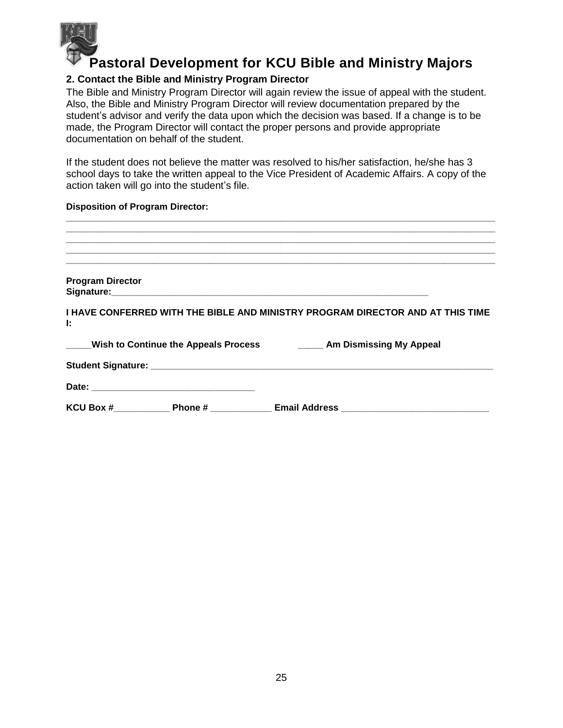# Pastoral Development for KCU Bible and Ministry Majors

**2. Contact the Bible and Ministry Program Director**

The Bible and Ministry Program Director will again review the issue of appeal with the student. Also, the Bible and Ministry Program Director will review documentation prepared by the student's advisor and verify the data upon which the decision was based. If a change is to be made, the Program Director will contact the proper persons and provide appropriate documentation on behalf of the student.

If the student does not believe the matter was resolved to his/her satisfaction, he/she has 3 school days to take the written appeal to the Vice President of Academic Affairs. A copy of the action taken will go into the student's file.

**Disposition of Program Director:**

_______________________________________________________________________________
_______________________________________________________________________________
_______________________________________________________________________________
_______________________________________________________________________________
_______________________________________________________________________________

**Program Director Signature:**___________________________________________________________

**I HAVE CONFERRED WITH THE BIBLE AND MINISTRY PROGRAM DIRECTOR AND AT THIS TIME I:**

**_____Wish to Continue the Appeals Process**   **_____ Am Dismissing My Appeal**

**Student Signature:** ______________________________________________________________

**Date:** ______________________________

**KCU Box #**__________ **Phone #** ___________ **Email Address** __________________________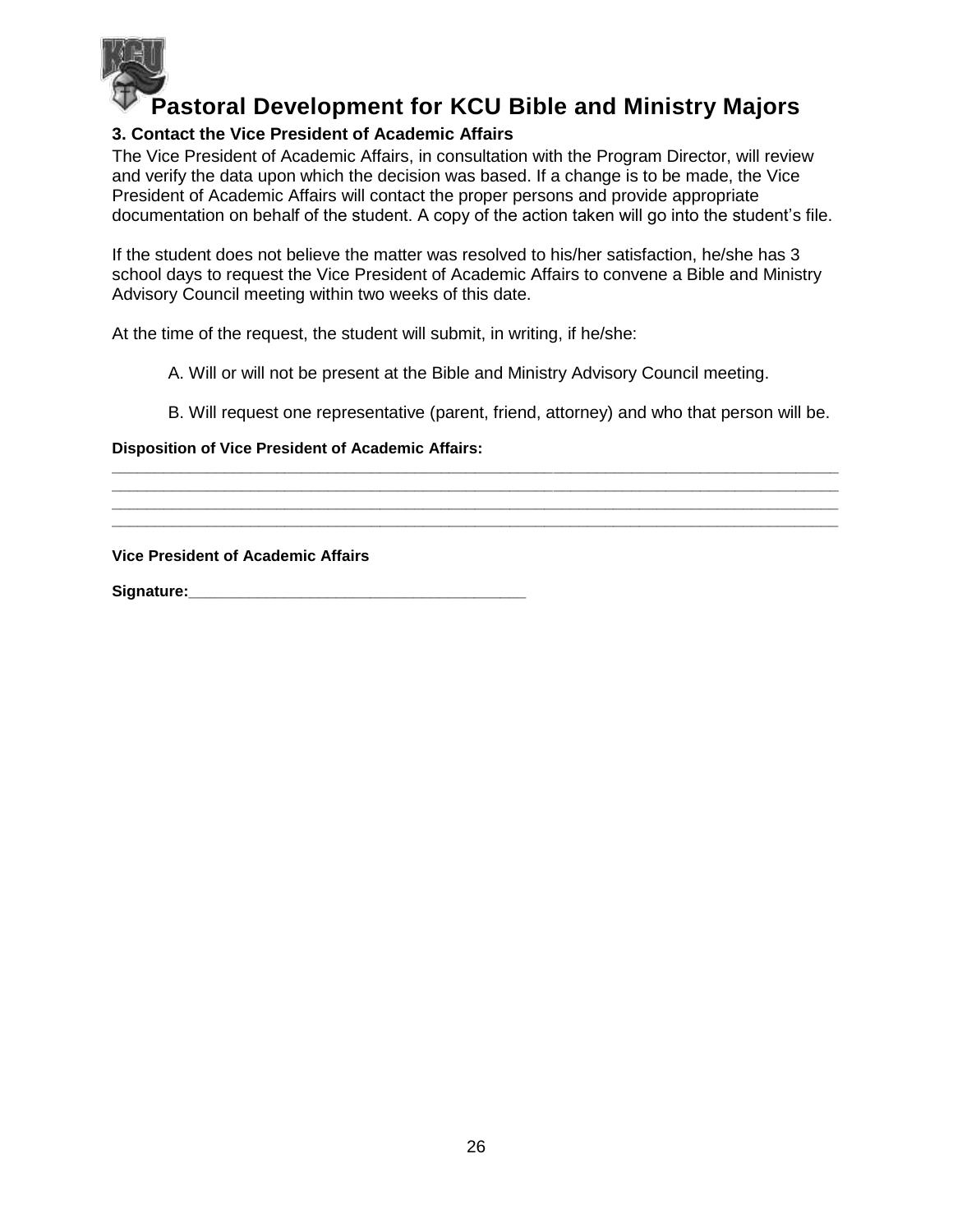# Pastoral Development for KCU Bible and Ministry Majors

### 3. Contact the Vice President of Academic Affairs

The Vice President of Academic Affairs, in consultation with the Program Director, will review and verify the data upon which the decision was based. If a change is to be made, the Vice President of Academic Affairs will contact the proper persons and provide appropriate documentation on behalf of the student. A copy of the action taken will go into the student's file.

If the student does not believe the matter was resolved to his/her satisfaction, he/she has 3 school days to request the Vice President of Academic Affairs to convene a Bible and Ministry Advisory Council meeting within two weeks of this date.

At the time of the request, the student will submit, in writing, if he/she:

A. Will or will not be present at the Bible and Ministry Advisory Council meeting.

B. Will request one representative (parent, friend, attorney) and who that person will be.

**Disposition of Vice President of Academic Affairs:**

____________________________________________________________________________________

____________________________________________________________________________________

____________________________________________________________________________________

____________________________________________________________________________________

**Vice President of Academic Affairs**

**Signature:**________________________________________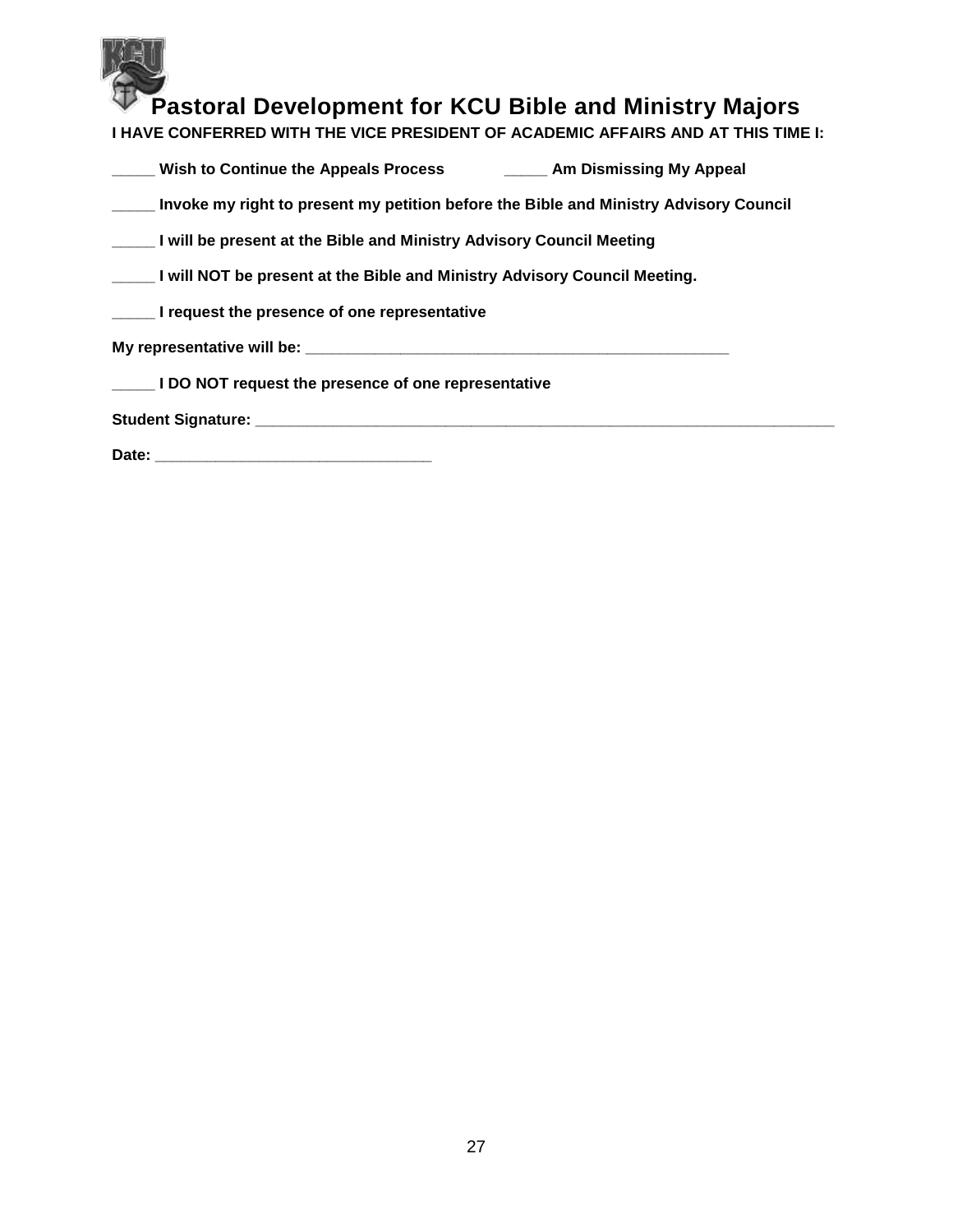# Pastoral Development for KCU Bible and Ministry Majors

**I HAVE CONFERRED WITH THE VICE PRESIDENT OF ACADEMIC AFFAIRS AND AT THIS TIME I:**

**_____ Wish to Continue the Appeals Process** **_____ Am Dismissing My Appeal**

**_____ Invoke my right to present my petition before the Bible and Ministry Advisory Council**

**_____ I will be present at the Bible and Ministry Advisory Council Meeting**

**_____ I will NOT be present at the Bible and Ministry Advisory Council Meeting.**

**_____ I request the presence of one representative**

**My representative will be: _____________________________________________________**

**_____ I DO NOT request the presence of one representative**

**Student Signature: _________________________________________________________________________**

**Date: __________________________________**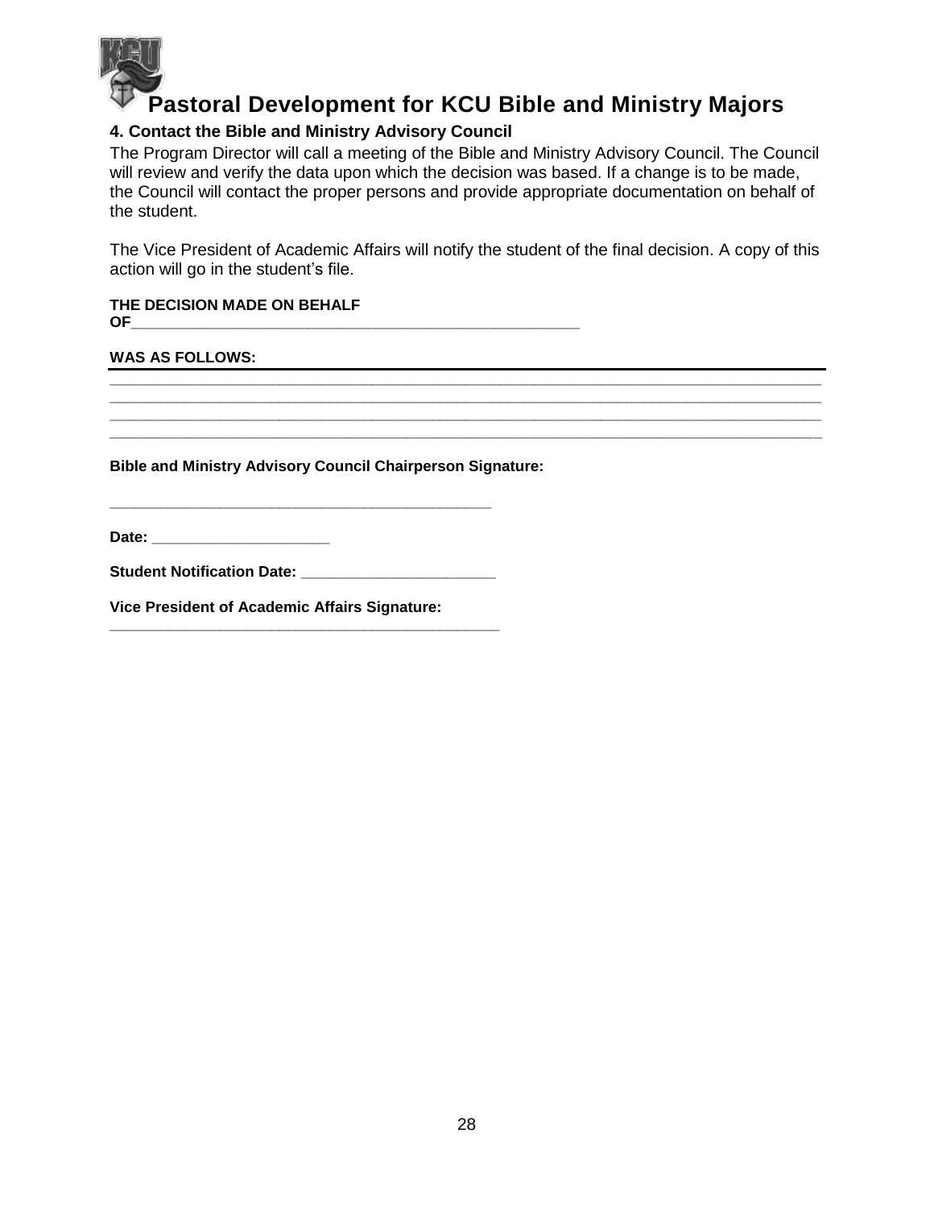# Pastoral Development for KCU Bible and Ministry Majors

**4. Contact the Bible and Ministry Advisory Council**

The Program Director will call a meeting of the Bible and Ministry Advisory Council. The Council will review and verify the data upon which the decision was based. If a change is to be made, the Council will contact the proper persons and provide appropriate documentation on behalf of the student.

The Vice President of Academic Affairs will notify the student of the final decision. A copy of this action will go in the student's file.

**THE DECISION MADE ON BEHALF OF**______________________________________________________

**WAS AS FOLLOWS:**

_____________________________________________________________________________________
_____________________________________________________________________________________
_____________________________________________________________________________________
_____________________________________________________________________________________

**Bible and Ministry Advisory Council Chairperson Signature:**

______________________________________________

**Date:** _____________________

**Student Notification Date:** _______________________

**Vice President of Academic Affairs Signature:**
______________________________________________